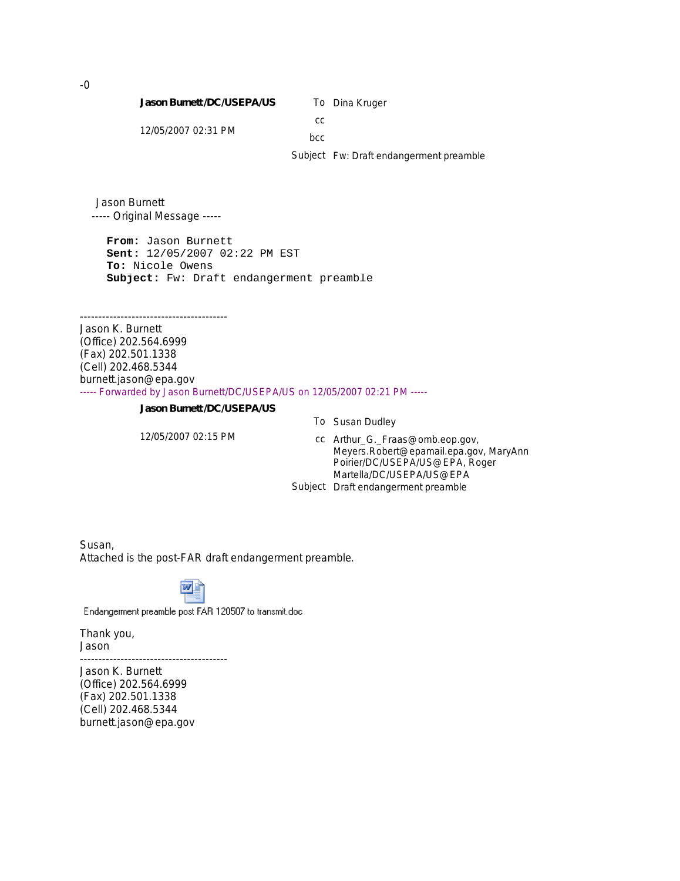-0

**Jason Burnett/DC/USEPA/US**

12/05/2007 02:31 PM

To Dina Kruger

cc

bcc

Subject Fw: Draft endangerment preamble

Jason Burnett
----- Original Message -----

**From:** Jason Burnett
**Sent:** 12/05/2007 02:22 PM EST
**To:** Nicole Owens
**Subject:** Fw: Draft endangerment preamble

----------------------------------------
Jason K. Burnett
(Office) 202.564.6999
(Fax) 202.501.1338
(Cell) 202.468.5344
burnett.jason@epa.gov

----- Forwarded by Jason Burnett/DC/USEPA/US on 12/05/2007 02:21 PM -----

**Jason Burnett/DC/USEPA/US**

12/05/2007 02:15 PM

To Susan Dudley

cc Arthur_G._Fraas@omb.eop.gov, Meyers.Robert@epamail.epa.gov, MaryAnn Poirier/DC/USEPA/US@EPA, Roger Martella/DC/USEPA/US@EPA

Subject Draft endangerment preamble

Susan,
Attached is the post-FAR draft endangerment preamble.

Endangerment preamble post FAR 120507 to transmit.doc

Thank you,
Jason

----------------------------------------
Jason K. Burnett
(Office) 202.564.6999
(Fax) 202.501.1338
(Cell) 202.468.5344
burnett.jason@epa.gov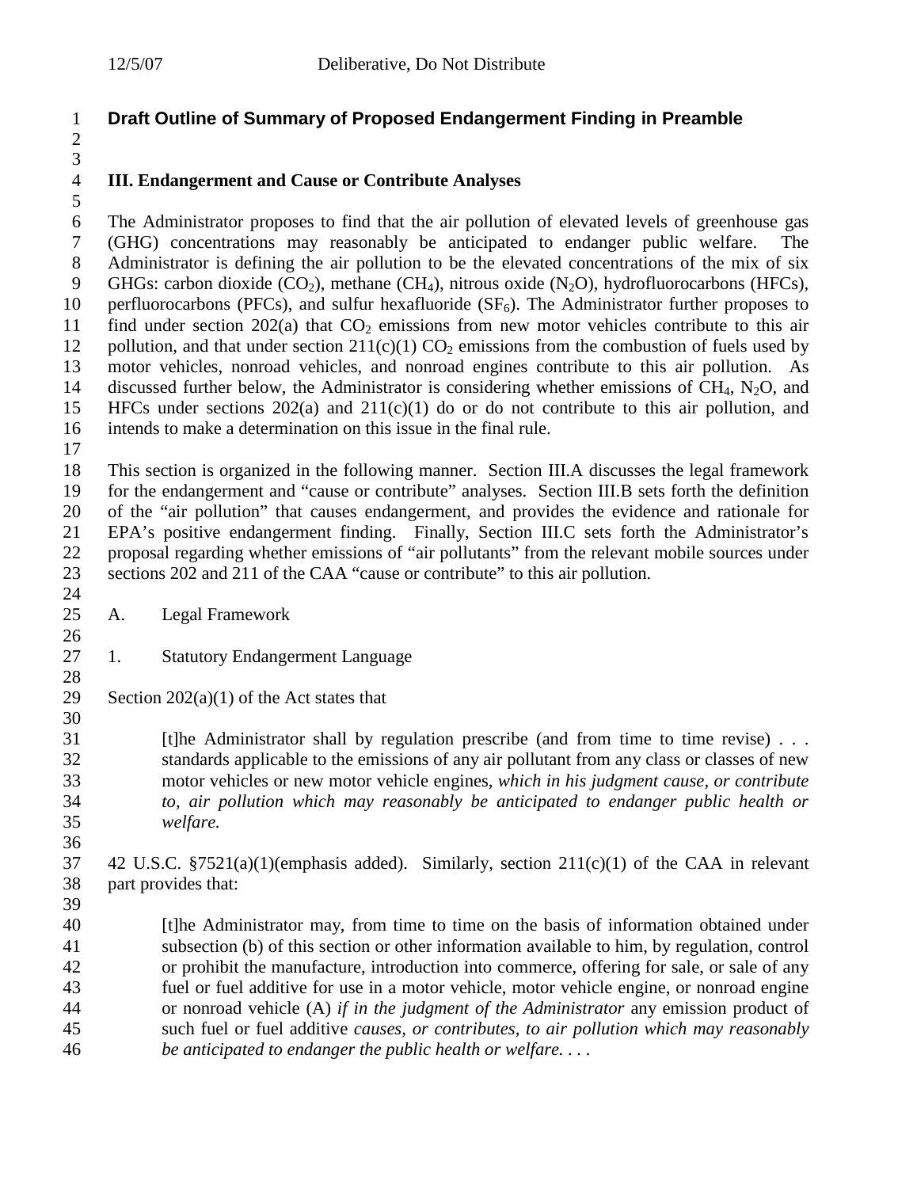# Draft Outline of Summary of Proposed Endangerment Finding in Preamble

## III. Endangerment and Cause or Contribute Analyses

The Administrator proposes to find that the air pollution of elevated levels of greenhouse gas (GHG) concentrations may reasonably be anticipated to endanger public welfare. The Administrator is defining the air pollution to be the elevated concentrations of the mix of six GHGs: carbon dioxide ($CO_2$), methane ($CH_4$), nitrous oxide ($N_2O$), hydrofluorocarbons (HFCs), perfluorocarbons (PFCs), and sulfur hexafluoride ($SF_6$). The Administrator further proposes to find under section 202(a) that $CO_2$ emissions from new motor vehicles contribute to this air pollution, and that under section 211(c)(1) $CO_2$ emissions from the combustion of fuels used by motor vehicles, nonroad vehicles, and nonroad engines contribute to this air pollution. As discussed further below, the Administrator is considering whether emissions of $CH_4$, $N_2O$, and HFCs under sections 202(a) and 211(c)(1) do or do not contribute to this air pollution, and intends to make a determination on this issue in the final rule.

This section is organized in the following manner. Section III.A discusses the legal framework for the endangerment and "cause or contribute" analyses. Section III.B sets forth the definition of the "air pollution" that causes endangerment, and provides the evidence and rationale for EPA's positive endangerment finding. Finally, Section III.C sets forth the Administrator's proposal regarding whether emissions of "air pollutants" from the relevant mobile sources under sections 202 and 211 of the CAA "cause or contribute" to this air pollution.

### A. Legal Framework

#### 1. Statutory Endangerment Language

Section 202(a)(1) of the Act states that

> [t]he Administrator shall by regulation prescribe (and from time to time revise) . . . standards applicable to the emissions of any air pollutant from any class or classes of new motor vehicles or new motor vehicle engines, *which in his judgment cause, or contribute to, air pollution which may reasonably be anticipated to endanger public health or welfare.*

42 U.S.C. §7521(a)(1)(emphasis added). Similarly, section 211(c)(1) of the CAA in relevant part provides that:

> [t]he Administrator may, from time to time on the basis of information obtained under subsection (b) of this section or other information available to him, by regulation, control or prohibit the manufacture, introduction into commerce, offering for sale, or sale of any fuel or fuel additive for use in a motor vehicle, motor vehicle engine, or nonroad engine or nonroad vehicle (A) *if in the judgment of the Administrator* any emission product of such fuel or fuel additive *causes, or contributes, to air pollution which may reasonably be anticipated to endanger the public health or welfare. . . .*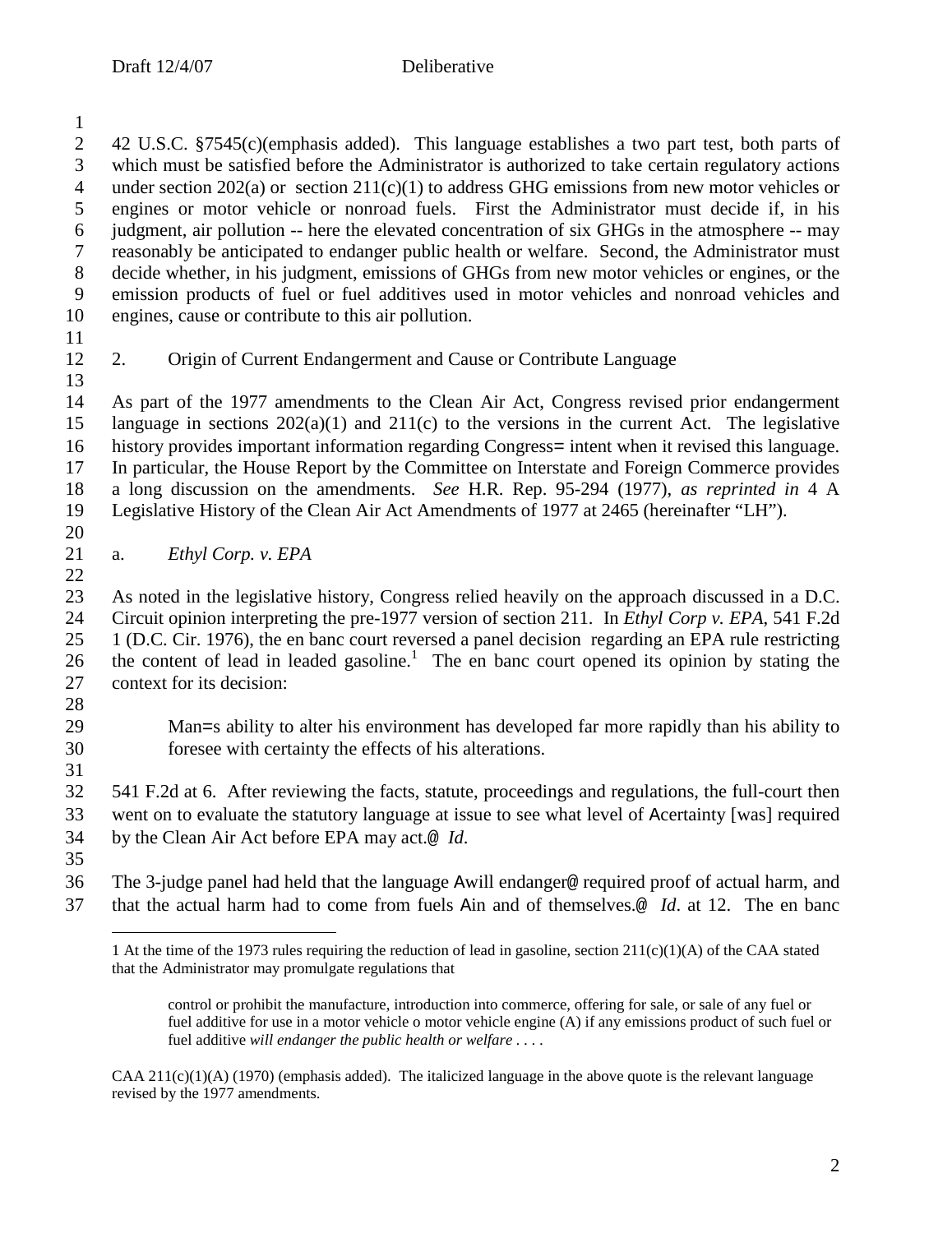42 U.S.C. §7545(c)(emphasis added). This language establishes a two part test, both parts of which must be satisfied before the Administrator is authorized to take certain regulatory actions under section 202(a) or section 211(c)(1) to address GHG emissions from new motor vehicles or engines or motor vehicle or nonroad fuels. First the Administrator must decide if, in his judgment, air pollution -- here the elevated concentration of six GHGs in the atmosphere -- may reasonably be anticipated to endanger public health or welfare. Second, the Administrator must decide whether, in his judgment, emissions of GHGs from new motor vehicles or engines, or the emission products of fuel or fuel additives used in motor vehicles and nonroad vehicles and engines, cause or contribute to this air pollution.

## 2. Origin of Current Endangerment and Cause or Contribute Language

As part of the 1977 amendments to the Clean Air Act, Congress revised prior endangerment language in sections 202(a)(1) and 211(c) to the versions in the current Act. The legislative history provides important information regarding Congress= intent when it revised this language. In particular, the House Report by the Committee on Interstate and Foreign Commerce provides a long discussion on the amendments. *See* H.R. Rep. 95-294 (1977), *as reprinted in* 4 A Legislative History of the Clean Air Act Amendments of 1977 at 2465 (hereinafter "LH").

### a. *Ethyl Corp. v. EPA*

As noted in the legislative history, Congress relied heavily on the approach discussed in a D.C. Circuit opinion interpreting the pre-1977 version of section 211. In *Ethyl Corp v. EPA*, 541 F.2d 1 (D.C. Cir. 1976), the en banc court reversed a panel decision regarding an EPA rule restricting the content of lead in leaded gasoline.[1] The en banc court opened its opinion by stating the context for its decision:

> Man=s ability to alter his environment has developed far more rapidly than his ability to foresee with certainty the effects of his alterations.

541 F.2d at 6. After reviewing the facts, statute, proceedings and regulations, the full-court then went on to evaluate the statutory language at issue to see what level of Acertainty [was] required by the Clean Air Act before EPA may act.@ *Id*.

The 3-judge panel had held that the language Awill endanger@ required proof of actual harm, and that the actual harm had to come from fuels Ain and of themselves.@ *Id*. at 12. The en banc

---

[1] At the time of the 1973 rules requiring the reduction of lead in gasoline, section 211(c)(1)(A) of the CAA stated that the Administrator may promulgate regulations that

> control or prohibit the manufacture, introduction into commerce, offering for sale, or sale of any fuel or fuel additive for use in a motor vehicle o motor vehicle engine (A) if any emissions product of such fuel or fuel additive *will endanger the public health or welfare* . . . .

CAA 211(c)(1)(A) (1970) (emphasis added). The italicized language in the above quote is the relevant language revised by the 1977 amendments.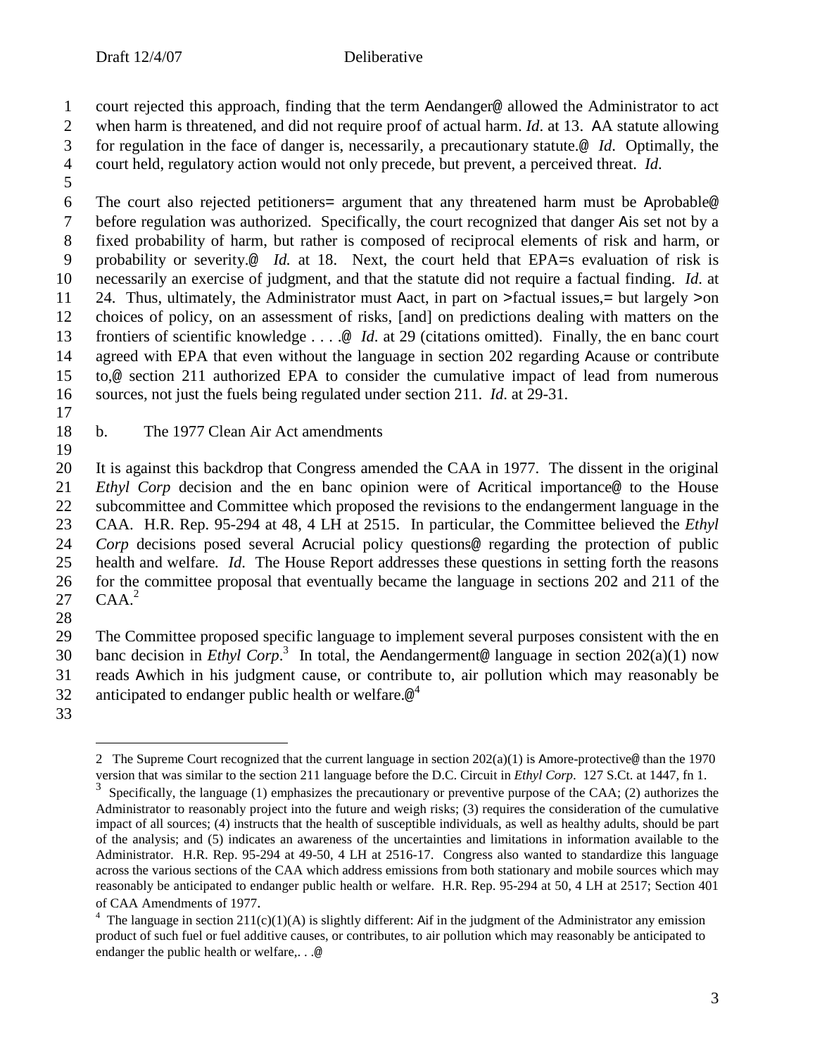court rejected this approach, finding that the term Aendanger@ allowed the Administrator to act when harm is threatened, and did not require proof of actual harm. *Id*. at 13. AA statute allowing for regulation in the face of danger is, necessarily, a precautionary statute.@ *Id*. Optimally, the court held, regulatory action would not only precede, but prevent, a perceived threat. *Id*.

The court also rejected petitioners= argument that any threatened harm must be Aprobable@ before regulation was authorized. Specifically, the court recognized that danger Ais set not by a fixed probability of harm, but rather is composed of reciprocal elements of risk and harm, or probability or severity.@ *Id.* at 18. Next, the court held that EPA=s evaluation of risk is necessarily an exercise of judgment, and that the statute did not require a factual finding. *Id*. at 24. Thus, ultimately, the Administrator must Aact, in part on >factual issues,= but largely >on choices of policy, on an assessment of risks, [and] on predictions dealing with matters on the frontiers of scientific knowledge . . . .@ *Id*. at 29 (citations omitted). Finally, the en banc court agreed with EPA that even without the language in section 202 regarding Acause or contribute to,@ section 211 authorized EPA to consider the cumulative impact of lead from numerous sources, not just the fuels being regulated under section 211. *Id*. at 29-31.

b. The 1977 Clean Air Act amendments

It is against this backdrop that Congress amended the CAA in 1977. The dissent in the original *Ethyl Corp* decision and the en banc opinion were of Acritical importance@ to the House subcommittee and Committee which proposed the revisions to the endangerment language in the CAA. H.R. Rep. 95-294 at 48, 4 LH at 2515. In particular, the Committee believed the *Ethyl Corp* decisions posed several Acrucial policy questions@ regarding the protection of public health and welfare. *Id*. The House Report addresses these questions in setting forth the reasons for the committee proposal that eventually became the language in sections 202 and 211 of the CAA.[2]

The Committee proposed specific language to implement several purposes consistent with the en banc decision in *Ethyl Corp*.[3] In total, the Aendangerment@ language in section 202(a)(1) now reads Awhich in his judgment cause, or contribute to, air pollution which may reasonably be anticipated to endanger public health or welfare.@[4]

---

2 The Supreme Court recognized that the current language in section 202(a)(1) is Amore-protective@ than the 1970 version that was similar to the section 211 language before the D.C. Circuit in *Ethyl Corp*. 127 S.Ct. at 1447, fn 1.

3 Specifically, the language (1) emphasizes the precautionary or preventive purpose of the CAA; (2) authorizes the Administrator to reasonably project into the future and weigh risks; (3) requires the consideration of the cumulative impact of all sources; (4) instructs that the health of susceptible individuals, as well as healthy adults, should be part of the analysis; and (5) indicates an awareness of the uncertainties and limitations in information available to the Administrator. H.R. Rep. 95-294 at 49-50, 4 LH at 2516-17. Congress also wanted to standardize this language across the various sections of the CAA which address emissions from both stationary and mobile sources which may reasonably be anticipated to endanger public health or welfare. H.R. Rep. 95-294 at 50, 4 LH at 2517; Section 401 of CAA Amendments of 1977.

4 The language in section 211(c)(1)(A) is slightly different: Aif in the judgment of the Administrator any emission product of such fuel or fuel additive causes, or contributes, to air pollution which may reasonably be anticipated to endanger the public health or welfare,. . .@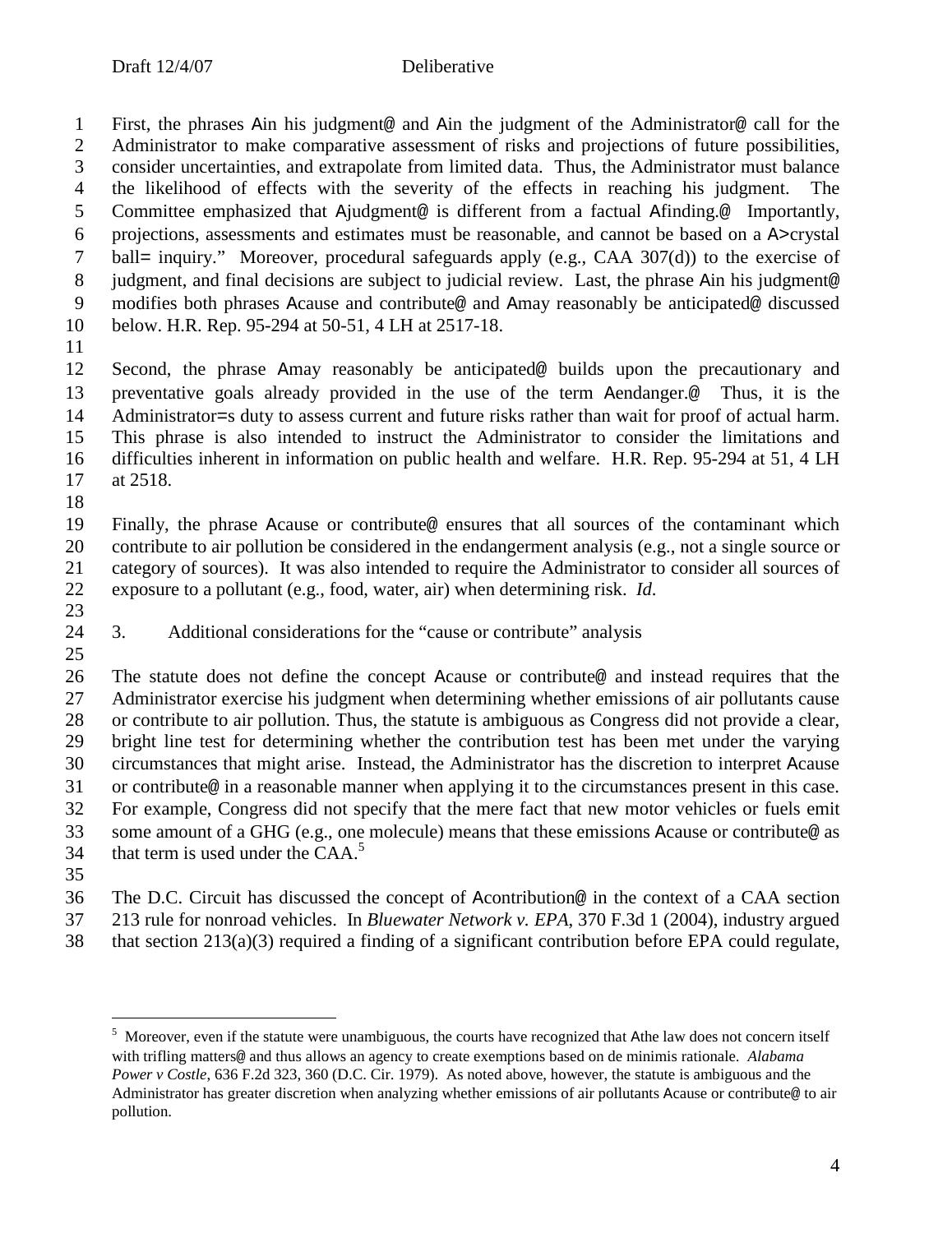First, the phrases Ain his judgment@ and Ain the judgment of the Administrator@ call for the Administrator to make comparative assessment of risks and projections of future possibilities, consider uncertainties, and extrapolate from limited data. Thus, the Administrator must balance the likelihood of effects with the severity of the effects in reaching his judgment. The Committee emphasized that Ajudgment@ is different from a factual Afinding.@ Importantly, projections, assessments and estimates must be reasonable, and cannot be based on a A>crystal ball= inquiry." Moreover, procedural safeguards apply (e.g., CAA 307(d)) to the exercise of judgment, and final decisions are subject to judicial review. Last, the phrase Ain his judgment@ modifies both phrases Acause and contribute@ and Amay reasonably be anticipated@ discussed below. H.R. Rep. 95-294 at 50-51, 4 LH at 2517-18.

Second, the phrase Amay reasonably be anticipated@ builds upon the precautionary and preventative goals already provided in the use of the term Aendanger.@ Thus, it is the Administrator=s duty to assess current and future risks rather than wait for proof of actual harm. This phrase is also intended to instruct the Administrator to consider the limitations and difficulties inherent in information on public health and welfare. H.R. Rep. 95-294 at 51, 4 LH at 2518.

Finally, the phrase Acause or contribute@ ensures that all sources of the contaminant which contribute to air pollution be considered in the endangerment analysis (e.g., not a single source or category of sources). It was also intended to require the Administrator to consider all sources of exposure to a pollutant (e.g., food, water, air) when determining risk. *Id*.

3. Additional considerations for the "cause or contribute" analysis

The statute does not define the concept Acause or contribute@ and instead requires that the Administrator exercise his judgment when determining whether emissions of air pollutants cause or contribute to air pollution. Thus, the statute is ambiguous as Congress did not provide a clear, bright line test for determining whether the contribution test has been met under the varying circumstances that might arise. Instead, the Administrator has the discretion to interpret Acause or contribute@ in a reasonable manner when applying it to the circumstances present in this case. For example, Congress did not specify that the mere fact that new motor vehicles or fuels emit some amount of a GHG (e.g., one molecule) means that these emissions Acause or contribute@ as that term is used under the CAA.[5]

The D.C. Circuit has discussed the concept of Acontribution@ in the context of a CAA section 213 rule for nonroad vehicles. In *Bluewater Network v. EPA*, 370 F.3d 1 (2004), industry argued that section 213(a)(3) required a finding of a significant contribution before EPA could regulate,

---

[5] Moreover, even if the statute were unambiguous, the courts have recognized that Athe law does not concern itself with trifling matters@ and thus allows an agency to create exemptions based on de minimis rationale. *Alabama Power v Costle*, 636 F.2d 323, 360 (D.C. Cir. 1979). As noted above, however, the statute is ambiguous and the Administrator has greater discretion when analyzing whether emissions of air pollutants Acause or contribute@ to air pollution.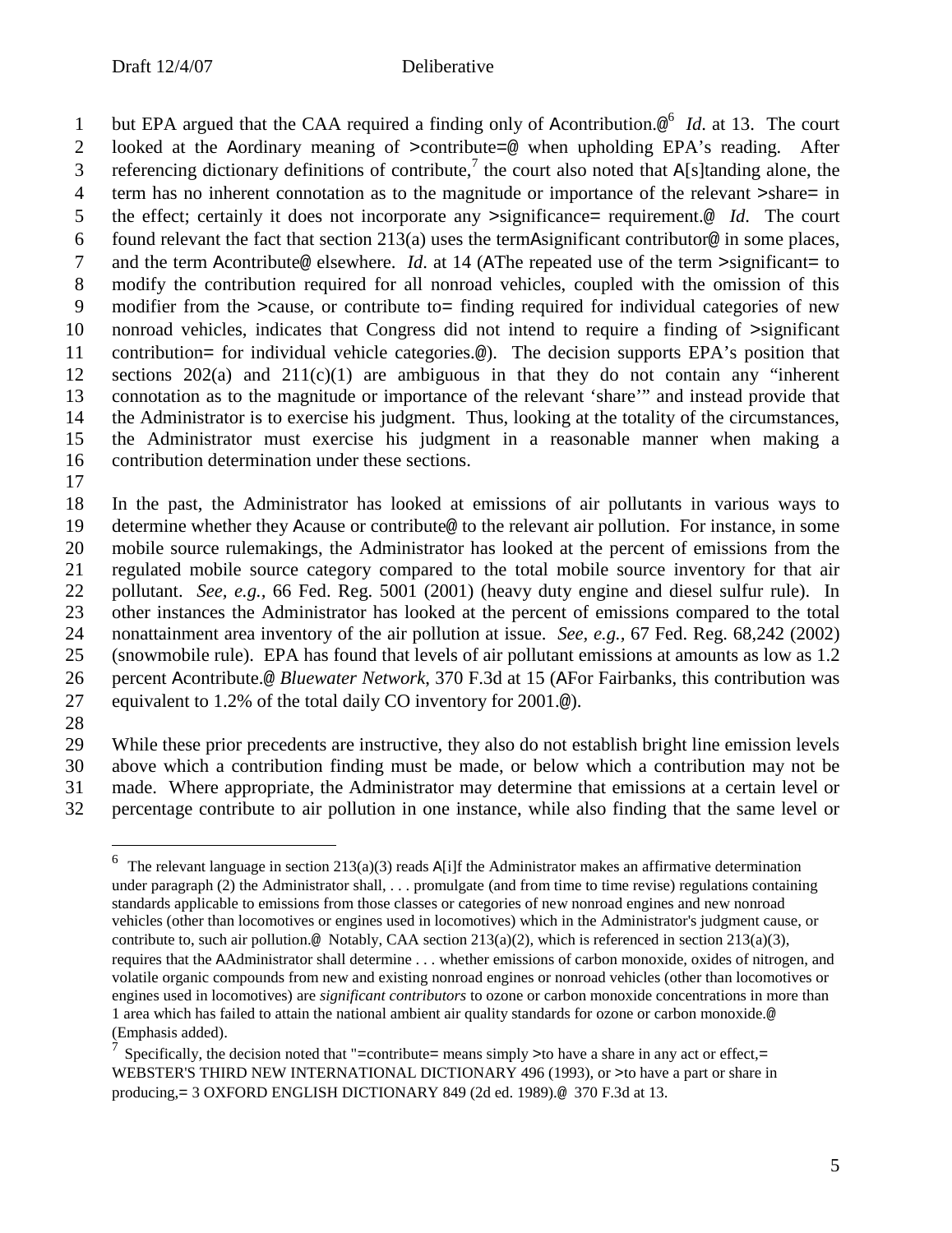but EPA argued that the CAA required a finding only of Acontribution.@[6] *Id*. at 13. The court looked at the Aordinary meaning of >contribute=@ when upholding EPA's reading. After referencing dictionary definitions of contribute,[7] the court also noted that A[s]tanding alone, the term has no inherent connotation as to the magnitude or importance of the relevant >share= in the effect; certainly it does not incorporate any >significance= requirement.@ *Id*. The court found relevant the fact that section 213(a) uses the termAsignificant contributor@ in some places, and the term Acontribute@ elsewhere. *Id*. at 14 (AThe repeated use of the term >significant= to modify the contribution required for all nonroad vehicles, coupled with the omission of this modifier from the >cause, or contribute to= finding required for individual categories of new nonroad vehicles, indicates that Congress did not intend to require a finding of >significant contribution= for individual vehicle categories.@). The decision supports EPA's position that sections 202(a) and 211(c)(1) are ambiguous in that they do not contain any "inherent connotation as to the magnitude or importance of the relevant 'share'" and instead provide that the Administrator is to exercise his judgment. Thus, looking at the totality of the circumstances, the Administrator must exercise his judgment in a reasonable manner when making a contribution determination under these sections.

In the past, the Administrator has looked at emissions of air pollutants in various ways to determine whether they Acause or contribute@ to the relevant air pollution. For instance, in some mobile source rulemakings, the Administrator has looked at the percent of emissions from the regulated mobile source category compared to the total mobile source inventory for that air pollutant. *See*, *e.g.*, 66 Fed. Reg. 5001 (2001) (heavy duty engine and diesel sulfur rule). In other instances the Administrator has looked at the percent of emissions compared to the total nonattainment area inventory of the air pollution at issue. *See, e.g.*, 67 Fed. Reg. 68,242 (2002) (snowmobile rule). EPA has found that levels of air pollutant emissions at amounts as low as 1.2 percent Acontribute.@ *Bluewater Network*, 370 F.3d at 15 (AFor Fairbanks, this contribution was equivalent to 1.2% of the total daily CO inventory for 2001.@).

While these prior precedents are instructive, they also do not establish bright line emission levels above which a contribution finding must be made, or below which a contribution may not be made. Where appropriate, the Administrator may determine that emissions at a certain level or percentage contribute to air pollution in one instance, while also finding that the same level or

---

[6] The relevant language in section 213(a)(3) reads A[i]f the Administrator makes an affirmative determination under paragraph (2) the Administrator shall, . . . promulgate (and from time to time revise) regulations containing standards applicable to emissions from those classes or categories of new nonroad engines and new nonroad vehicles (other than locomotives or engines used in locomotives) which in the Administrator's judgment cause, or contribute to, such air pollution.@ Notably, CAA section 213(a)(2), which is referenced in section 213(a)(3), requires that the AAdministrator shall determine . . . whether emissions of carbon monoxide, oxides of nitrogen, and volatile organic compounds from new and existing nonroad engines or nonroad vehicles (other than locomotives or engines used in locomotives) are *significant contributors* to ozone or carbon monoxide concentrations in more than 1 area which has failed to attain the national ambient air quality standards for ozone or carbon monoxide.@ (Emphasis added).

[7] Specifically, the decision noted that "=contribute= means simply >to have a share in any act or effect,= WEBSTER'S THIRD NEW INTERNATIONAL DICTIONARY 496 (1993), or >to have a part or share in producing,= 3 OXFORD ENGLISH DICTIONARY 849 (2d ed. 1989).@ 370 F.3d at 13.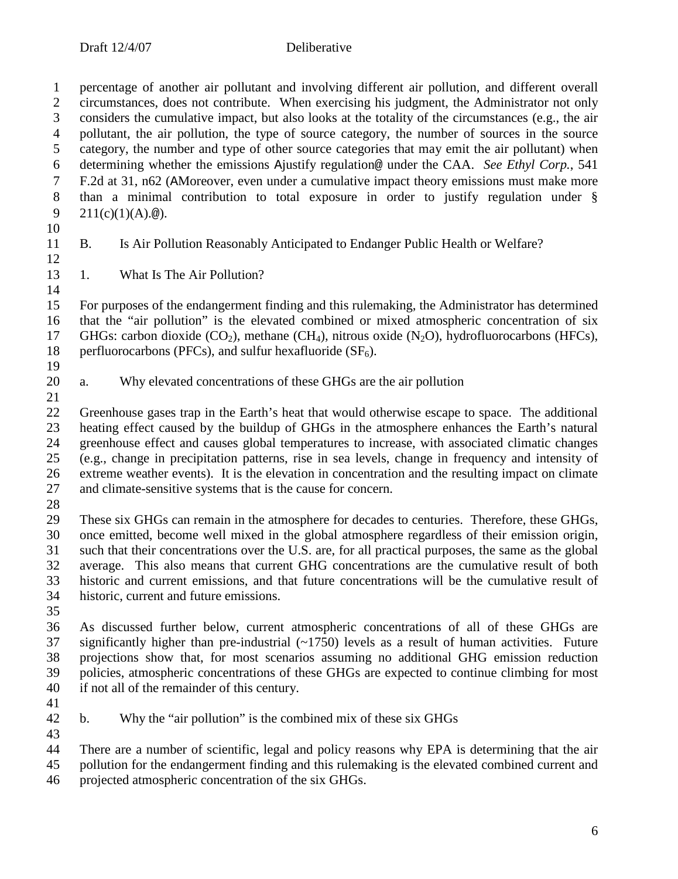percentage of another air pollutant and involving different air pollution, and different overall circumstances, does not contribute. When exercising his judgment, the Administrator not only considers the cumulative impact, but also looks at the totality of the circumstances (e.g., the air pollutant, the air pollution, the type of source category, the number of sources in the source category, the number and type of other source categories that may emit the air pollutant) when determining whether the emissions Ajustify regulation@ under the CAA. *See Ethyl Corp.*, 541 F.2d at 31, n62 (AMoreover, even under a cumulative impact theory emissions must make more than a minimal contribution to total exposure in order to justify regulation under § 211(c)(1)(A).@).

## B. Is Air Pollution Reasonably Anticipated to Endanger Public Health or Welfare?

### 1. What Is The Air Pollution?

For purposes of the endangerment finding and this rulemaking, the Administrator has determined that the "air pollution" is the elevated combined or mixed atmospheric concentration of six GHGs: carbon dioxide ($CO_2$), methane ($CH_4$), nitrous oxide ($N_2O$), hydrofluorocarbons (HFCs), perfluorocarbons (PFCs), and sulfur hexafluoride ($SF_6$).

#### a. Why elevated concentrations of these GHGs are the air pollution

Greenhouse gases trap in the Earth's heat that would otherwise escape to space. The additional heating effect caused by the buildup of GHGs in the atmosphere enhances the Earth's natural greenhouse effect and causes global temperatures to increase, with associated climatic changes (e.g., change in precipitation patterns, rise in sea levels, change in frequency and intensity of extreme weather events). It is the elevation in concentration and the resulting impact on climate and climate-sensitive systems that is the cause for concern.

These six GHGs can remain in the atmosphere for decades to centuries. Therefore, these GHGs, once emitted, become well mixed in the global atmosphere regardless of their emission origin, such that their concentrations over the U.S. are, for all practical purposes, the same as the global average. This also means that current GHG concentrations are the cumulative result of both historic and current emissions, and that future concentrations will be the cumulative result of historic, current and future emissions.

As discussed further below, current atmospheric concentrations of all of these GHGs are significantly higher than pre-industrial (~1750) levels as a result of human activities. Future projections show that, for most scenarios assuming no additional GHG emission reduction policies, atmospheric concentrations of these GHGs are expected to continue climbing for most if not all of the remainder of this century.

#### b. Why the "air pollution" is the combined mix of these six GHGs

There are a number of scientific, legal and policy reasons why EPA is determining that the air pollution for the endangerment finding and this rulemaking is the elevated combined current and projected atmospheric concentration of the six GHGs.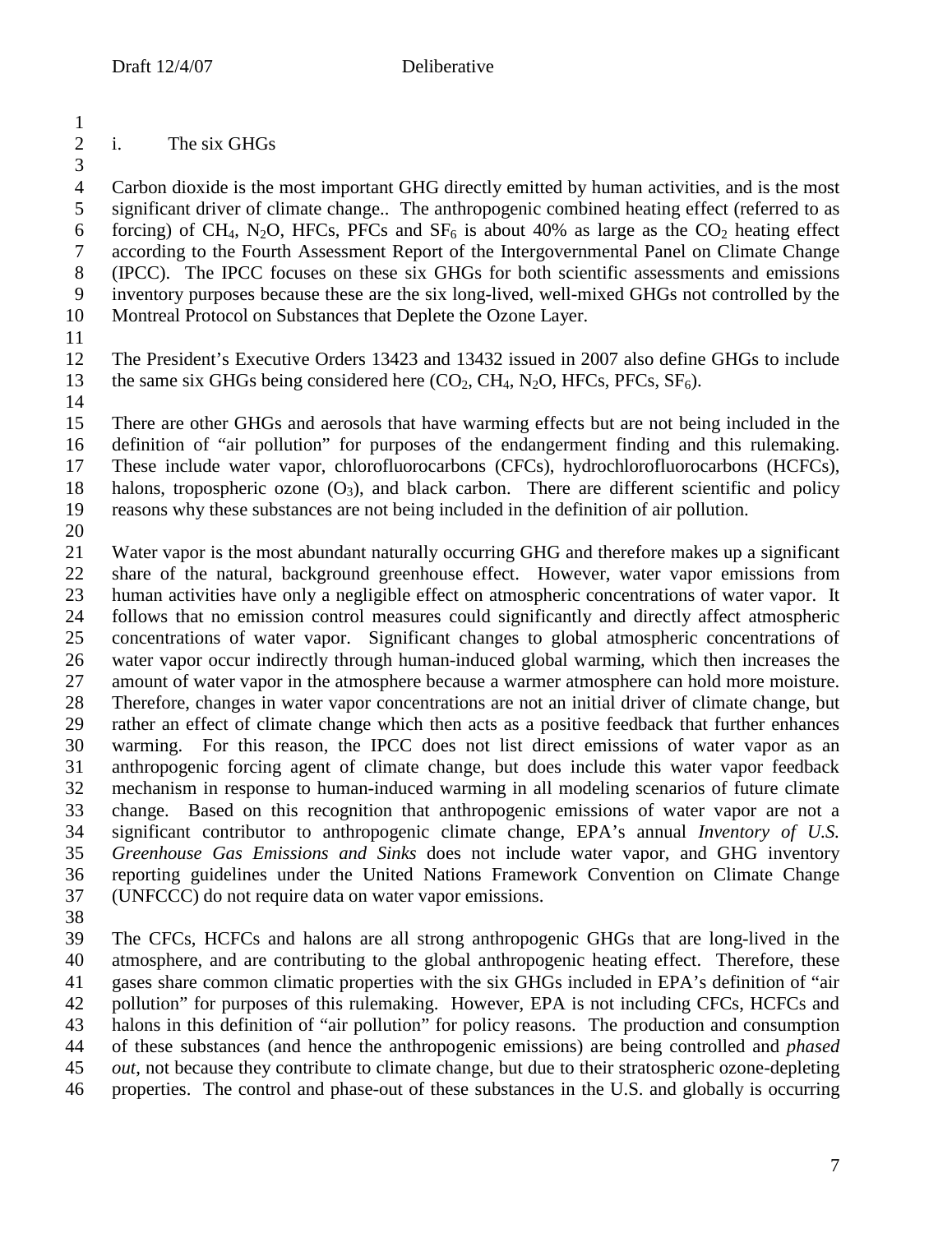i. The six GHGs

Carbon dioxide is the most important GHG directly emitted by human activities, and is the most significant driver of climate change.. The anthropogenic combined heating effect (referred to as forcing) of $CH_4$, $N_2O$, HFCs, PFCs and $SF_6$ is about 40% as large as the $CO_2$ heating effect according to the Fourth Assessment Report of the Intergovernmental Panel on Climate Change (IPCC). The IPCC focuses on these six GHGs for both scientific assessments and emissions inventory purposes because these are the six long-lived, well-mixed GHGs not controlled by the Montreal Protocol on Substances that Deplete the Ozone Layer.

The President's Executive Orders 13423 and 13432 issued in 2007 also define GHGs to include the same six GHGs being considered here ($CO_2$, $CH_4$, $N_2O$, HFCs, PFCs, $SF_6$).

There are other GHGs and aerosols that have warming effects but are not being included in the definition of "air pollution" for purposes of the endangerment finding and this rulemaking. These include water vapor, chlorofluorocarbons (CFCs), hydrochlorofluorocarbons (HCFCs), halons, tropospheric ozone ($O_3$), and black carbon. There are different scientific and policy reasons why these substances are not being included in the definition of air pollution.

Water vapor is the most abundant naturally occurring GHG and therefore makes up a significant share of the natural, background greenhouse effect. However, water vapor emissions from human activities have only a negligible effect on atmospheric concentrations of water vapor. It follows that no emission control measures could significantly and directly affect atmospheric concentrations of water vapor. Significant changes to global atmospheric concentrations of water vapor occur indirectly through human-induced global warming, which then increases the amount of water vapor in the atmosphere because a warmer atmosphere can hold more moisture. Therefore, changes in water vapor concentrations are not an initial driver of climate change, but rather an effect of climate change which then acts as a positive feedback that further enhances warming. For this reason, the IPCC does not list direct emissions of water vapor as an anthropogenic forcing agent of climate change, but does include this water vapor feedback mechanism in response to human-induced warming in all modeling scenarios of future climate change. Based on this recognition that anthropogenic emissions of water vapor are not a significant contributor to anthropogenic climate change, EPA's annual *Inventory of U.S. Greenhouse Gas Emissions and Sinks* does not include water vapor, and GHG inventory reporting guidelines under the United Nations Framework Convention on Climate Change (UNFCCC) do not require data on water vapor emissions.

The CFCs, HCFCs and halons are all strong anthropogenic GHGs that are long-lived in the atmosphere, and are contributing to the global anthropogenic heating effect. Therefore, these gases share common climatic properties with the six GHGs included in EPA's definition of "air pollution" for purposes of this rulemaking. However, EPA is not including CFCs, HCFCs and halons in this definition of "air pollution" for policy reasons. The production and consumption of these substances (and hence the anthropogenic emissions) are being controlled and *phased out*, not because they contribute to climate change, but due to their stratospheric ozone-depleting properties. The control and phase-out of these substances in the U.S. and globally is occurring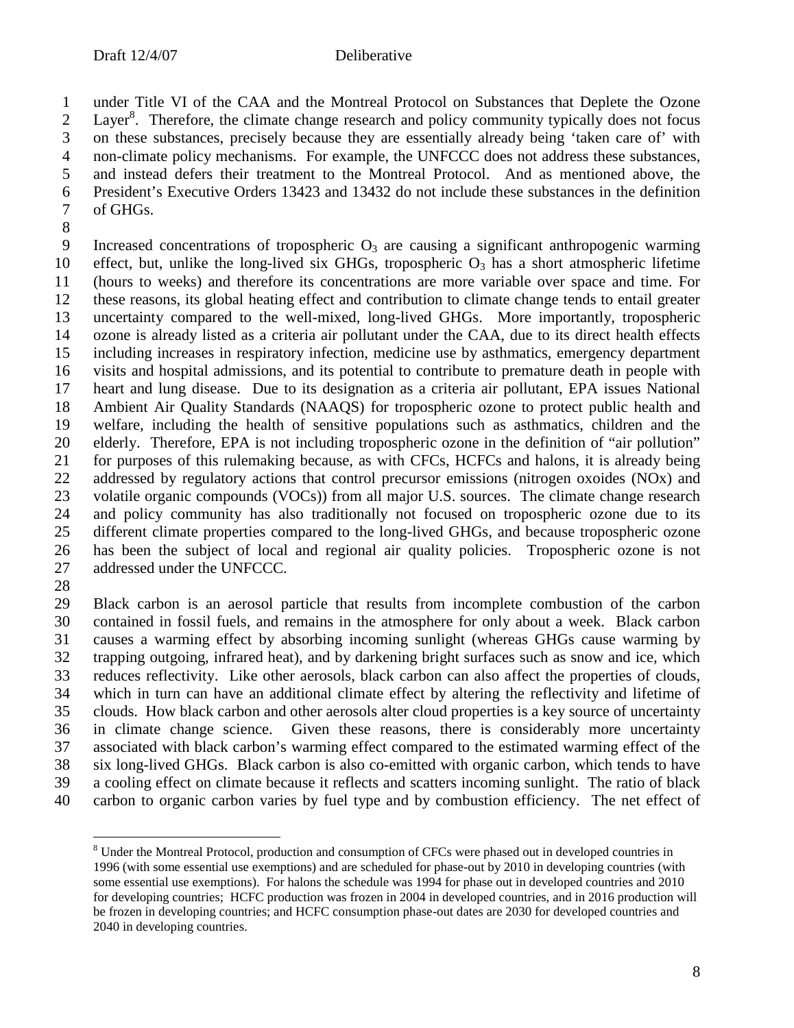under Title VI of the CAA and the Montreal Protocol on Substances that Deplete the Ozone Layer[8]. Therefore, the climate change research and policy community typically does not focus on these substances, precisely because they are essentially already being 'taken care of' with non-climate policy mechanisms. For example, the UNFCCC does not address these substances, and instead defers their treatment to the Montreal Protocol. And as mentioned above, the President's Executive Orders 13423 and 13432 do not include these substances in the definition of GHGs.

Increased concentrations of tropospheric $O_3$ are causing a significant anthropogenic warming effect, but, unlike the long-lived six GHGs, tropospheric $O_3$ has a short atmospheric lifetime (hours to weeks) and therefore its concentrations are more variable over space and time. For these reasons, its global heating effect and contribution to climate change tends to entail greater uncertainty compared to the well-mixed, long-lived GHGs. More importantly, tropospheric ozone is already listed as a criteria air pollutant under the CAA, due to its direct health effects including increases in respiratory infection, medicine use by asthmatics, emergency department visits and hospital admissions, and its potential to contribute to premature death in people with heart and lung disease. Due to its designation as a criteria air pollutant, EPA issues National Ambient Air Quality Standards (NAAQS) for tropospheric ozone to protect public health and welfare, including the health of sensitive populations such as asthmatics, children and the elderly. Therefore, EPA is not including tropospheric ozone in the definition of "air pollution" for purposes of this rulemaking because, as with CFCs, HCFCs and halons, it is already being addressed by regulatory actions that control precursor emissions (nitrogen oxoides (NOx) and volatile organic compounds (VOCs)) from all major U.S. sources. The climate change research and policy community has also traditionally not focused on tropospheric ozone due to its different climate properties compared to the long-lived GHGs, and because tropospheric ozone has been the subject of local and regional air quality policies. Tropospheric ozone is not addressed under the UNFCCC.

Black carbon is an aerosol particle that results from incomplete combustion of the carbon contained in fossil fuels, and remains in the atmosphere for only about a week. Black carbon causes a warming effect by absorbing incoming sunlight (whereas GHGs cause warming by trapping outgoing, infrared heat), and by darkening bright surfaces such as snow and ice, which reduces reflectivity. Like other aerosols, black carbon can also affect the properties of clouds, which in turn can have an additional climate effect by altering the reflectivity and lifetime of clouds. How black carbon and other aerosols alter cloud properties is a key source of uncertainty in climate change science. Given these reasons, there is considerably more uncertainty associated with black carbon's warming effect compared to the estimated warming effect of the six long-lived GHGs. Black carbon is also co-emitted with organic carbon, which tends to have a cooling effect on climate because it reflects and scatters incoming sunlight. The ratio of black carbon to organic carbon varies by fuel type and by combustion efficiency. The net effect of

---

[8] Under the Montreal Protocol, production and consumption of CFCs were phased out in developed countries in 1996 (with some essential use exemptions) and are scheduled for phase-out by 2010 in developing countries (with some essential use exemptions). For halons the schedule was 1994 for phase out in developed countries and 2010 for developing countries; HCFC production was frozen in 2004 in developed countries, and in 2016 production will be frozen in developing countries; and HCFC consumption phase-out dates are 2030 for developed countries and 2040 in developing countries.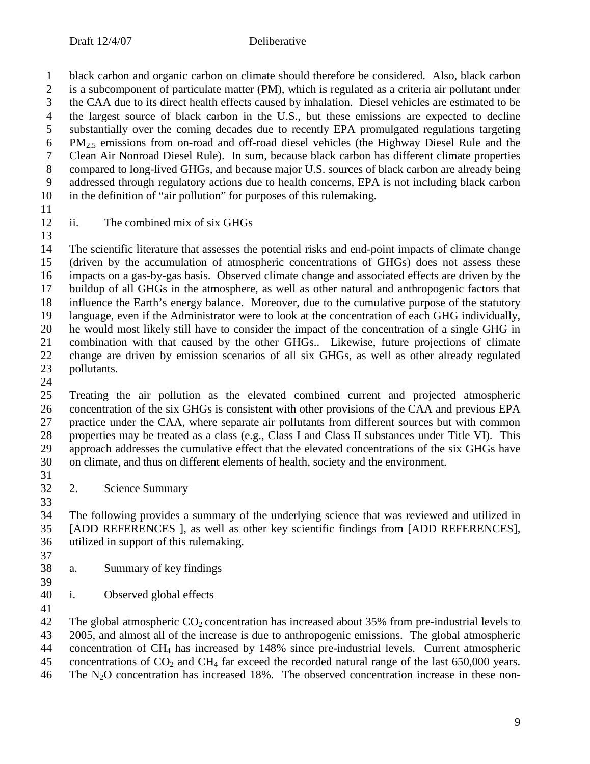black carbon and organic carbon on climate should therefore be considered. Also, black carbon is a subcomponent of particulate matter (PM), which is regulated as a criteria air pollutant under the CAA due to its direct health effects caused by inhalation. Diesel vehicles are estimated to be the largest source of black carbon in the U.S., but these emissions are expected to decline substantially over the coming decades due to recently EPA promulgated regulations targeting $PM_{2.5}$ emissions from on-road and off-road diesel vehicles (the Highway Diesel Rule and the Clean Air Nonroad Diesel Rule). In sum, because black carbon has different climate properties compared to long-lived GHGs, and because major U.S. sources of black carbon are already being addressed through regulatory actions due to health concerns, EPA is not including black carbon in the definition of "air pollution" for purposes of this rulemaking.

ii. The combined mix of six GHGs

The scientific literature that assesses the potential risks and end-point impacts of climate change (driven by the accumulation of atmospheric concentrations of GHGs) does not assess these impacts on a gas-by-gas basis. Observed climate change and associated effects are driven by the buildup of all GHGs in the atmosphere, as well as other natural and anthropogenic factors that influence the Earth's energy balance. Moreover, due to the cumulative purpose of the statutory language, even if the Administrator were to look at the concentration of each GHG individually, he would most likely still have to consider the impact of the concentration of a single GHG in combination with that caused by the other GHGs.. Likewise, future projections of climate change are driven by emission scenarios of all six GHGs, as well as other already regulated pollutants.

Treating the air pollution as the elevated combined current and projected atmospheric concentration of the six GHGs is consistent with other provisions of the CAA and previous EPA practice under the CAA, where separate air pollutants from different sources but with common properties may be treated as a class (e.g., Class I and Class II substances under Title VI). This approach addresses the cumulative effect that the elevated concentrations of the six GHGs have on climate, and thus on different elements of health, society and the environment.

2. Science Summary

The following provides a summary of the underlying science that was reviewed and utilized in [ADD REFERENCES ], as well as other key scientific findings from [ADD REFERENCES], utilized in support of this rulemaking.

a. Summary of key findings

i. Observed global effects

The global atmospheric $CO_2$ concentration has increased about 35% from pre-industrial levels to 2005, and almost all of the increase is due to anthropogenic emissions. The global atmospheric concentration of $CH_4$ has increased by 148% since pre-industrial levels. Current atmospheric concentrations of $CO_2$ and $CH_4$ far exceed the recorded natural range of the last 650,000 years. The $N_2O$ concentration has increased 18%. The observed concentration increase in these non-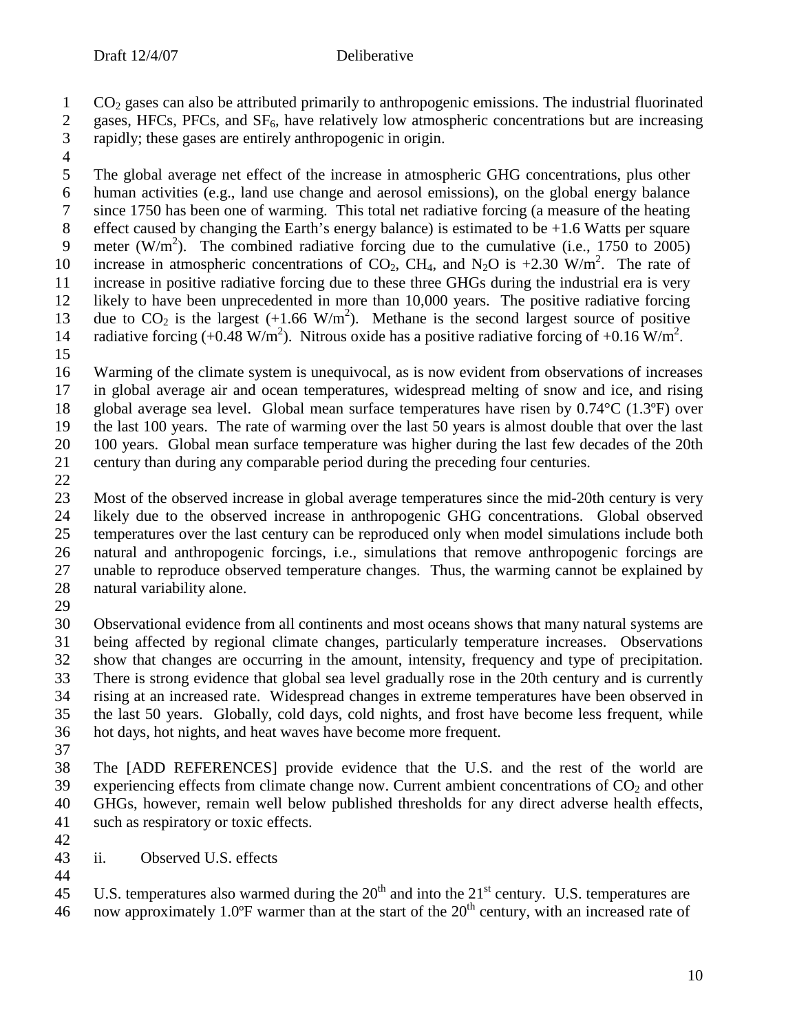$CO_2$ gases can also be attributed primarily to anthropogenic emissions. The industrial fluorinated gases, HFCs, PFCs, and $SF_6$, have relatively low atmospheric concentrations but are increasing rapidly; these gases are entirely anthropogenic in origin.

The global average net effect of the increase in atmospheric GHG concentrations, plus other human activities (e.g., land use change and aerosol emissions), on the global energy balance since 1750 has been one of warming. This total net radiative forcing (a measure of the heating effect caused by changing the Earth's energy balance) is estimated to be +1.6 Watts per square meter ($W/m^2$). The combined radiative forcing due to the cumulative (i.e., 1750 to 2005) increase in atmospheric concentrations of $CO_2$, $CH_4$, and $N_2O$ is +2.30 $W/m^2$. The rate of increase in positive radiative forcing due to these three GHGs during the industrial era is very likely to have been unprecedented in more than 10,000 years. The positive radiative forcing due to $CO_2$ is the largest (+1.66 $W/m^2$). Methane is the second largest source of positive radiative forcing (+0.48 $W/m^2$). Nitrous oxide has a positive radiative forcing of +0.16 $W/m^2$.

Warming of the climate system is unequivocal, as is now evident from observations of increases in global average air and ocean temperatures, widespread melting of snow and ice, and rising global average sea level. Global mean surface temperatures have risen by 0.74°C (1.3ºF) over the last 100 years. The rate of warming over the last 50 years is almost double that over the last 100 years. Global mean surface temperature was higher during the last few decades of the 20th century than during any comparable period during the preceding four centuries.

Most of the observed increase in global average temperatures since the mid-20th century is very likely due to the observed increase in anthropogenic GHG concentrations. Global observed temperatures over the last century can be reproduced only when model simulations include both natural and anthropogenic forcings, i.e., simulations that remove anthropogenic forcings are unable to reproduce observed temperature changes. Thus, the warming cannot be explained by natural variability alone.

Observational evidence from all continents and most oceans shows that many natural systems are being affected by regional climate changes, particularly temperature increases. Observations show that changes are occurring in the amount, intensity, frequency and type of precipitation. There is strong evidence that global sea level gradually rose in the 20th century and is currently rising at an increased rate. Widespread changes in extreme temperatures have been observed in the last 50 years. Globally, cold days, cold nights, and frost have become less frequent, while hot days, hot nights, and heat waves have become more frequent.

The [ADD REFERENCES] provide evidence that the U.S. and the rest of the world are experiencing effects from climate change now. Current ambient concentrations of $CO_2$ and other GHGs, however, remain well below published thresholds for any direct adverse health effects, such as respiratory or toxic effects.

ii. Observed U.S. effects

U.S. temperatures also warmed during the 20th and into the 21st century. U.S. temperatures are now approximately 1.0ºF warmer than at the start of the 20th century, with an increased rate of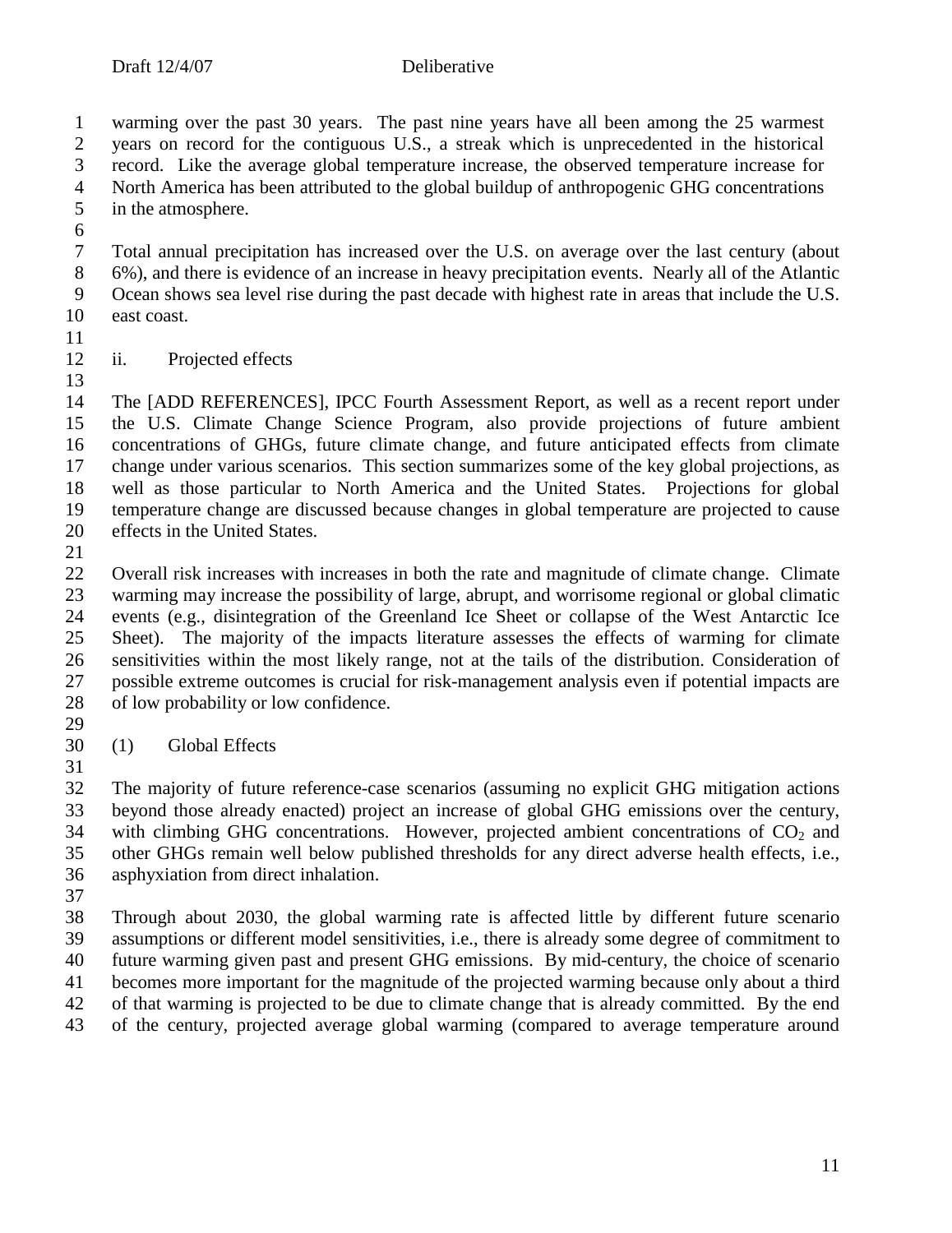warming over the past 30 years. The past nine years have all been among the 25 warmest years on record for the contiguous U.S., a streak which is unprecedented in the historical record. Like the average global temperature increase, the observed temperature increase for North America has been attributed to the global buildup of anthropogenic GHG concentrations in the atmosphere.

Total annual precipitation has increased over the U.S. on average over the last century (about 6%), and there is evidence of an increase in heavy precipitation events. Nearly all of the Atlantic Ocean shows sea level rise during the past decade with highest rate in areas that include the U.S. east coast.

ii. Projected effects

The [ADD REFERENCES], IPCC Fourth Assessment Report, as well as a recent report under the U.S. Climate Change Science Program, also provide projections of future ambient concentrations of GHGs, future climate change, and future anticipated effects from climate change under various scenarios. This section summarizes some of the key global projections, as well as those particular to North America and the United States. Projections for global temperature change are discussed because changes in global temperature are projected to cause effects in the United States.

Overall risk increases with increases in both the rate and magnitude of climate change. Climate warming may increase the possibility of large, abrupt, and worrisome regional or global climatic events (e.g., disintegration of the Greenland Ice Sheet or collapse of the West Antarctic Ice Sheet). The majority of the impacts literature assesses the effects of warming for climate sensitivities within the most likely range, not at the tails of the distribution. Consideration of possible extreme outcomes is crucial for risk-management analysis even if potential impacts are of low probability or low confidence.

(1) Global Effects

The majority of future reference-case scenarios (assuming no explicit GHG mitigation actions beyond those already enacted) project an increase of global GHG emissions over the century, with climbing GHG concentrations. However, projected ambient concentrations of $CO_2$ and other GHGs remain well below published thresholds for any direct adverse health effects, i.e., asphyxiation from direct inhalation.

Through about 2030, the global warming rate is affected little by different future scenario assumptions or different model sensitivities, i.e., there is already some degree of commitment to future warming given past and present GHG emissions. By mid-century, the choice of scenario becomes more important for the magnitude of the projected warming because only about a third of that warming is projected to be due to climate change that is already committed. By the end of the century, projected average global warming (compared to average temperature around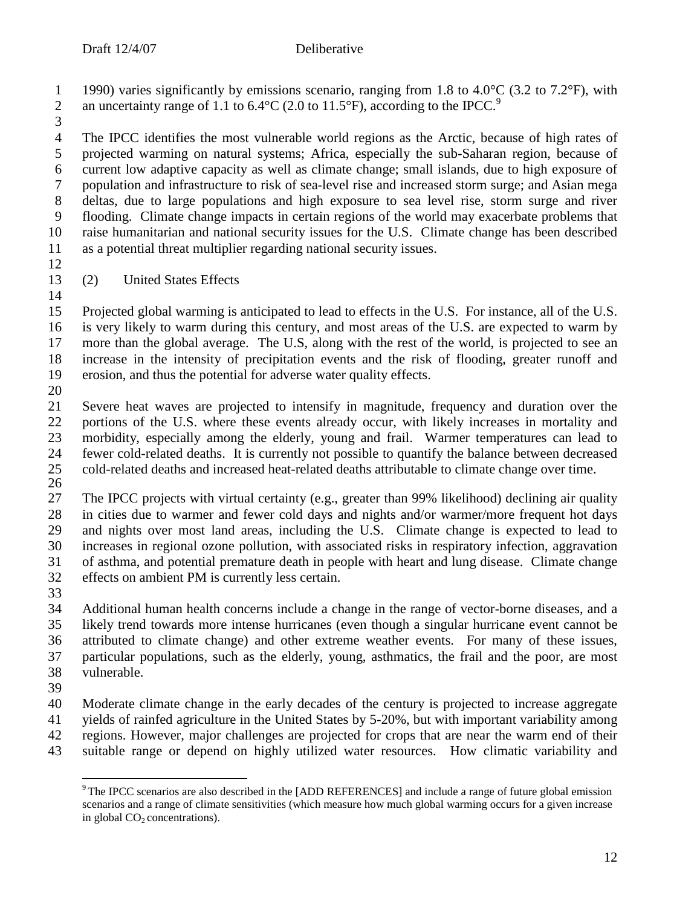1990) varies significantly by emissions scenario, ranging from 1.8 to 4.0°C (3.2 to 7.2°F), with an uncertainty range of 1.1 to 6.4°C (2.0 to 11.5°F), according to the IPCC.[9]

The IPCC identifies the most vulnerable world regions as the Arctic, because of high rates of projected warming on natural systems; Africa, especially the sub-Saharan region, because of current low adaptive capacity as well as climate change; small islands, due to high exposure of population and infrastructure to risk of sea-level rise and increased storm surge; and Asian mega deltas, due to large populations and high exposure to sea level rise, storm surge and river flooding. Climate change impacts in certain regions of the world may exacerbate problems that raise humanitarian and national security issues for the U.S. Climate change has been described as a potential threat multiplier regarding national security issues.

### (2) United States Effects

Projected global warming is anticipated to lead to effects in the U.S. For instance, all of the U.S. is very likely to warm during this century, and most areas of the U.S. are expected to warm by more than the global average. The U.S, along with the rest of the world, is projected to see an increase in the intensity of precipitation events and the risk of flooding, greater runoff and erosion, and thus the potential for adverse water quality effects.

Severe heat waves are projected to intensify in magnitude, frequency and duration over the portions of the U.S. where these events already occur, with likely increases in mortality and morbidity, especially among the elderly, young and frail. Warmer temperatures can lead to fewer cold-related deaths. It is currently not possible to quantify the balance between decreased cold-related deaths and increased heat-related deaths attributable to climate change over time.

The IPCC projects with virtual certainty (e.g., greater than 99% likelihood) declining air quality in cities due to warmer and fewer cold days and nights and/or warmer/more frequent hot days and nights over most land areas, including the U.S. Climate change is expected to lead to increases in regional ozone pollution, with associated risks in respiratory infection, aggravation of asthma, and potential premature death in people with heart and lung disease. Climate change effects on ambient PM is currently less certain.

Additional human health concerns include a change in the range of vector-borne diseases, and a likely trend towards more intense hurricanes (even though a singular hurricane event cannot be attributed to climate change) and other extreme weather events. For many of these issues, particular populations, such as the elderly, young, asthmatics, the frail and the poor, are most vulnerable.

Moderate climate change in the early decades of the century is projected to increase aggregate yields of rainfed agriculture in the United States by 5-20%, but with important variability among regions. However, major challenges are projected for crops that are near the warm end of their suitable range or depend on highly utilized water resources. How climatic variability and

---

[9] The IPCC scenarios are also described in the [ADD REFERENCES] and include a range of future global emission scenarios and a range of climate sensitivities (which measure how much global warming occurs for a given increase in global $CO_2$ concentrations).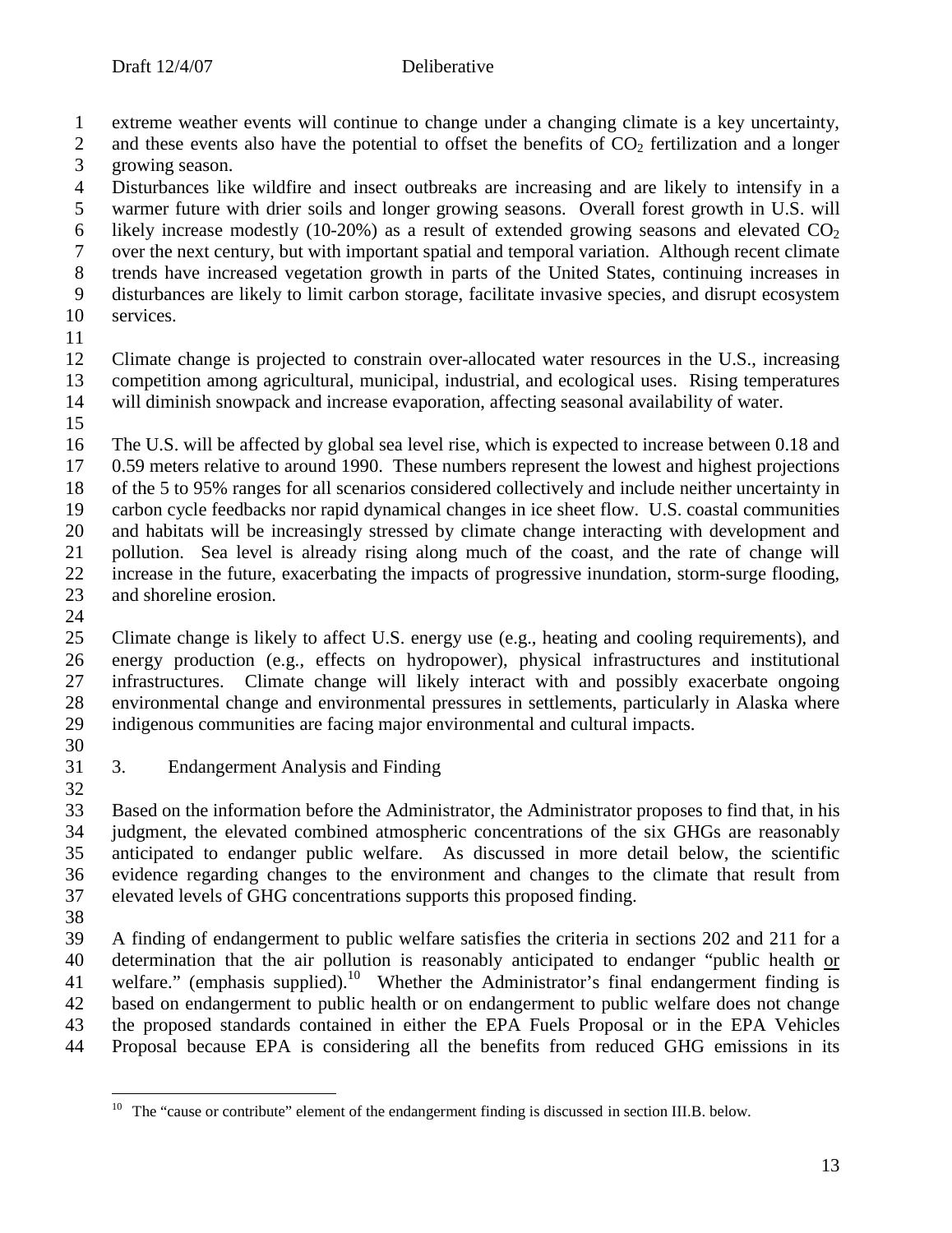extreme weather events will continue to change under a changing climate is a key uncertainty, and these events also have the potential to offset the benefits of $CO_2$ fertilization and a longer growing season.

Disturbances like wildfire and insect outbreaks are increasing and are likely to intensify in a warmer future with drier soils and longer growing seasons. Overall forest growth in U.S. will likely increase modestly (10-20%) as a result of extended growing seasons and elevated $CO_2$ over the next century, but with important spatial and temporal variation. Although recent climate trends have increased vegetation growth in parts of the United States, continuing increases in disturbances are likely to limit carbon storage, facilitate invasive species, and disrupt ecosystem services.

Climate change is projected to constrain over-allocated water resources in the U.S., increasing competition among agricultural, municipal, industrial, and ecological uses. Rising temperatures will diminish snowpack and increase evaporation, affecting seasonal availability of water.

The U.S. will be affected by global sea level rise, which is expected to increase between 0.18 and 0.59 meters relative to around 1990. These numbers represent the lowest and highest projections of the 5 to 95% ranges for all scenarios considered collectively and include neither uncertainty in carbon cycle feedbacks nor rapid dynamical changes in ice sheet flow. U.S. coastal communities and habitats will be increasingly stressed by climate change interacting with development and pollution. Sea level is already rising along much of the coast, and the rate of change will increase in the future, exacerbating the impacts of progressive inundation, storm-surge flooding, and shoreline erosion.

Climate change is likely to affect U.S. energy use (e.g., heating and cooling requirements), and energy production (e.g., effects on hydropower), physical infrastructures and institutional infrastructures. Climate change will likely interact with and possibly exacerbate ongoing environmental change and environmental pressures in settlements, particularly in Alaska where indigenous communities are facing major environmental and cultural impacts.

## 3. Endangerment Analysis and Finding

Based on the information before the Administrator, the Administrator proposes to find that, in his judgment, the elevated combined atmospheric concentrations of the six GHGs are reasonably anticipated to endanger public welfare. As discussed in more detail below, the scientific evidence regarding changes to the environment and changes to the climate that result from elevated levels of GHG concentrations supports this proposed finding.

A finding of endangerment to public welfare satisfies the criteria in sections 202 and 211 for a determination that the air pollution is reasonably anticipated to endanger "public health <u>or</u> welfare." (emphasis supplied).[10] Whether the Administrator's final endangerment finding is based on endangerment to public health or on endangerment to public welfare does not change the proposed standards contained in either the EPA Fuels Proposal or in the EPA Vehicles Proposal because EPA is considering all the benefits from reduced GHG emissions in its

[10] The "cause or contribute" element of the endangerment finding is discussed in section III.B. below.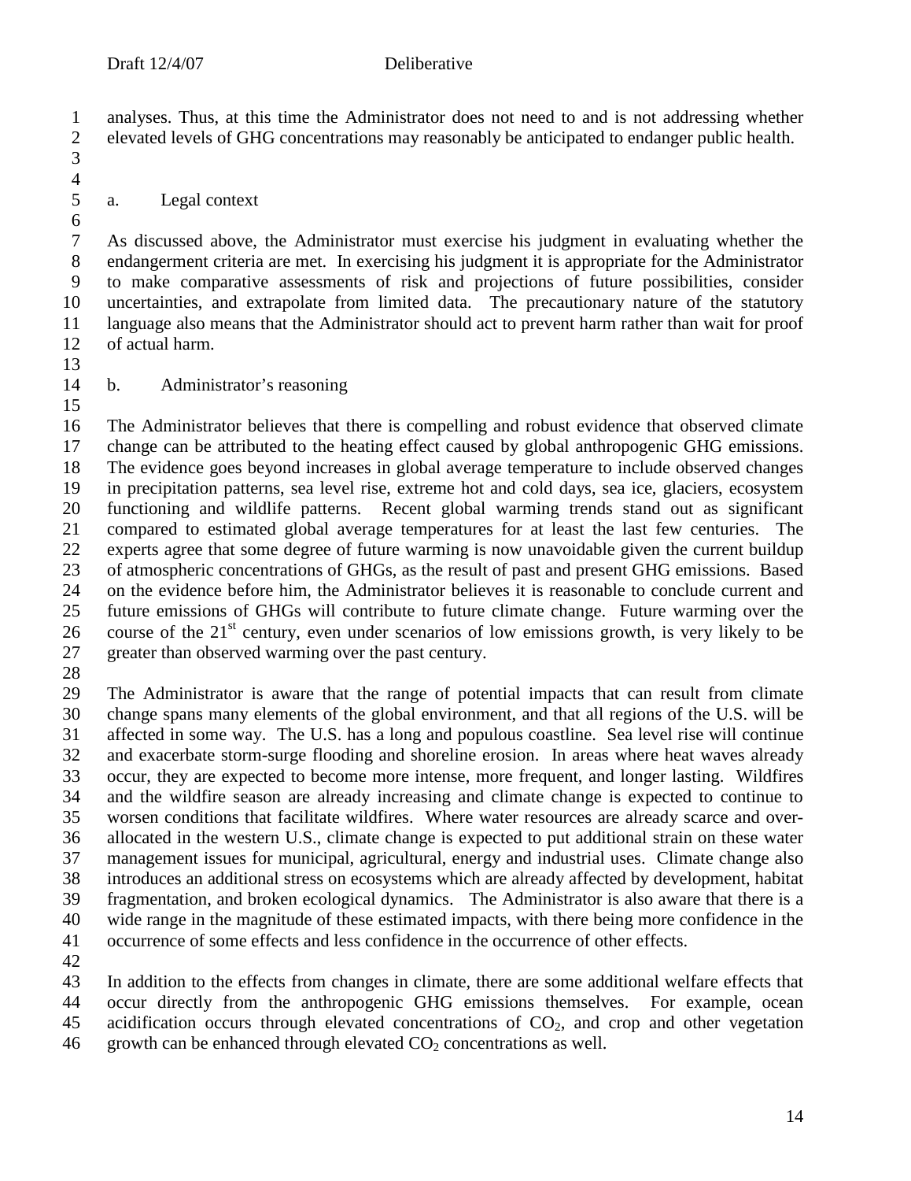analyses. Thus, at this time the Administrator does not need to and is not addressing whether elevated levels of GHG concentrations may reasonably be anticipated to endanger public health.

a. Legal context

As discussed above, the Administrator must exercise his judgment in evaluating whether the endangerment criteria are met. In exercising his judgment it is appropriate for the Administrator to make comparative assessments of risk and projections of future possibilities, consider uncertainties, and extrapolate from limited data. The precautionary nature of the statutory language also means that the Administrator should act to prevent harm rather than wait for proof of actual harm.

b. Administrator's reasoning

The Administrator believes that there is compelling and robust evidence that observed climate change can be attributed to the heating effect caused by global anthropogenic GHG emissions. The evidence goes beyond increases in global average temperature to include observed changes in precipitation patterns, sea level rise, extreme hot and cold days, sea ice, glaciers, ecosystem functioning and wildlife patterns. Recent global warming trends stand out as significant compared to estimated global average temperatures for at least the last few centuries. The experts agree that some degree of future warming is now unavoidable given the current buildup of atmospheric concentrations of GHGs, as the result of past and present GHG emissions. Based on the evidence before him, the Administrator believes it is reasonable to conclude current and future emissions of GHGs will contribute to future climate change. Future warming over the course of the 21st century, even under scenarios of low emissions growth, is very likely to be greater than observed warming over the past century.

The Administrator is aware that the range of potential impacts that can result from climate change spans many elements of the global environment, and that all regions of the U.S. will be affected in some way. The U.S. has a long and populous coastline. Sea level rise will continue and exacerbate storm-surge flooding and shoreline erosion. In areas where heat waves already occur, they are expected to become more intense, more frequent, and longer lasting. Wildfires and the wildfire season are already increasing and climate change is expected to continue to worsen conditions that facilitate wildfires. Where water resources are already scarce and over-allocated in the western U.S., climate change is expected to put additional strain on these water management issues for municipal, agricultural, energy and industrial uses. Climate change also introduces an additional stress on ecosystems which are already affected by development, habitat fragmentation, and broken ecological dynamics. The Administrator is also aware that there is a wide range in the magnitude of these estimated impacts, with there being more confidence in the occurrence of some effects and less confidence in the occurrence of other effects.

In addition to the effects from changes in climate, there are some additional welfare effects that occur directly from the anthropogenic GHG emissions themselves. For example, ocean acidification occurs through elevated concentrations of $CO_2$, and crop and other vegetation growth can be enhanced through elevated $CO_2$ concentrations as well.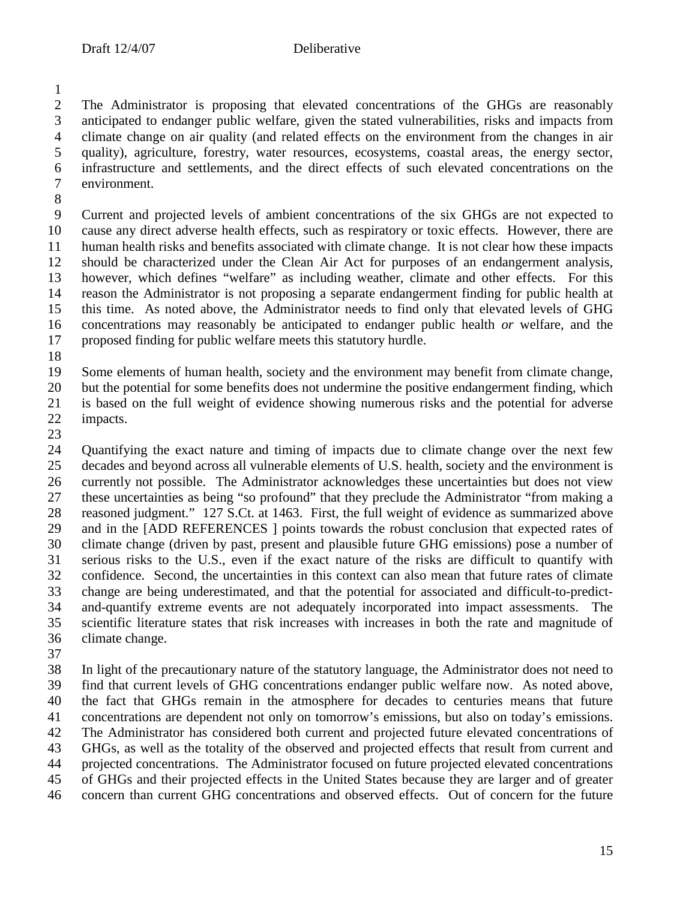The Administrator is proposing that elevated concentrations of the GHGs are reasonably anticipated to endanger public welfare, given the stated vulnerabilities, risks and impacts from climate change on air quality (and related effects on the environment from the changes in air quality), agriculture, forestry, water resources, ecosystems, coastal areas, the energy sector, infrastructure and settlements, and the direct effects of such elevated concentrations on the environment.

Current and projected levels of ambient concentrations of the six GHGs are not expected to cause any direct adverse health effects, such as respiratory or toxic effects. However, there are human health risks and benefits associated with climate change. It is not clear how these impacts should be characterized under the Clean Air Act for purposes of an endangerment analysis, however, which defines "welfare" as including weather, climate and other effects. For this reason the Administrator is not proposing a separate endangerment finding for public health at this time. As noted above, the Administrator needs to find only that elevated levels of GHG concentrations may reasonably be anticipated to endanger public health *or* welfare, and the proposed finding for public welfare meets this statutory hurdle.

Some elements of human health, society and the environment may benefit from climate change, but the potential for some benefits does not undermine the positive endangerment finding, which is based on the full weight of evidence showing numerous risks and the potential for adverse impacts.

Quantifying the exact nature and timing of impacts due to climate change over the next few decades and beyond across all vulnerable elements of U.S. health, society and the environment is currently not possible. The Administrator acknowledges these uncertainties but does not view these uncertainties as being "so profound" that they preclude the Administrator "from making a reasoned judgment." 127 S.Ct. at 1463. First, the full weight of evidence as summarized above and in the [ADD REFERENCES ] points towards the robust conclusion that expected rates of climate change (driven by past, present and plausible future GHG emissions) pose a number of serious risks to the U.S., even if the exact nature of the risks are difficult to quantify with confidence. Second, the uncertainties in this context can also mean that future rates of climate change are being underestimated, and that the potential for associated and difficult-to-predict-and-quantify extreme events are not adequately incorporated into impact assessments. The scientific literature states that risk increases with increases in both the rate and magnitude of climate change.

In light of the precautionary nature of the statutory language, the Administrator does not need to find that current levels of GHG concentrations endanger public welfare now. As noted above, the fact that GHGs remain in the atmosphere for decades to centuries means that future concentrations are dependent not only on tomorrow's emissions, but also on today's emissions. The Administrator has considered both current and projected future elevated concentrations of GHGs, as well as the totality of the observed and projected effects that result from current and projected concentrations. The Administrator focused on future projected elevated concentrations of GHGs and their projected effects in the United States because they are larger and of greater concern than current GHG concentrations and observed effects. Out of concern for the future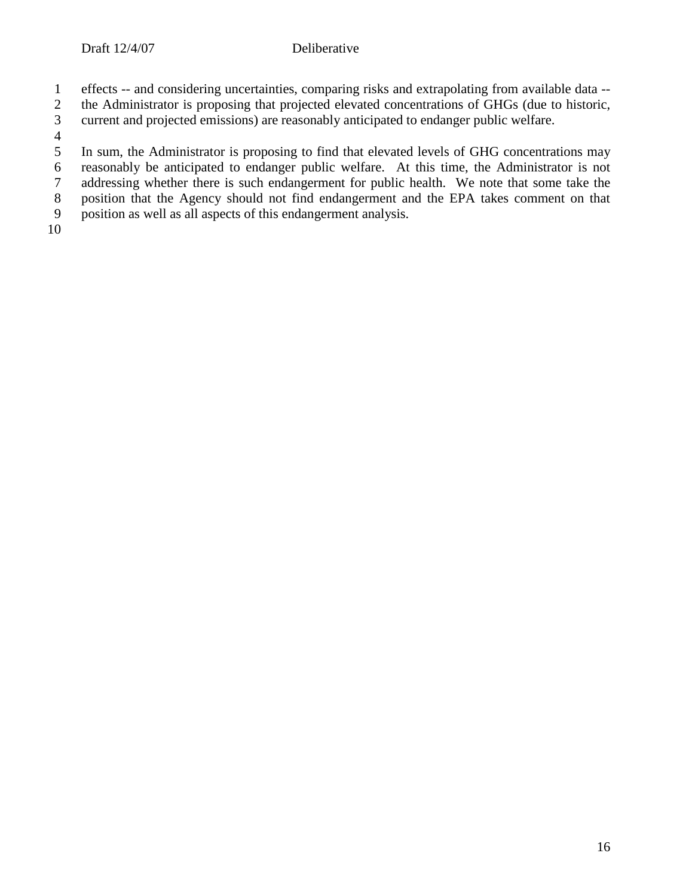effects -- and considering uncertainties, comparing risks and extrapolating from available data -- the Administrator is proposing that projected elevated concentrations of GHGs (due to historic, current and projected emissions) are reasonably anticipated to endanger public welfare.

In sum, the Administrator is proposing to find that elevated levels of GHG concentrations may reasonably be anticipated to endanger public welfare. At this time, the Administrator is not addressing whether there is such endangerment for public health. We note that some take the position that the Agency should not find endangerment and the EPA takes comment on that position as well as all aspects of this endangerment analysis.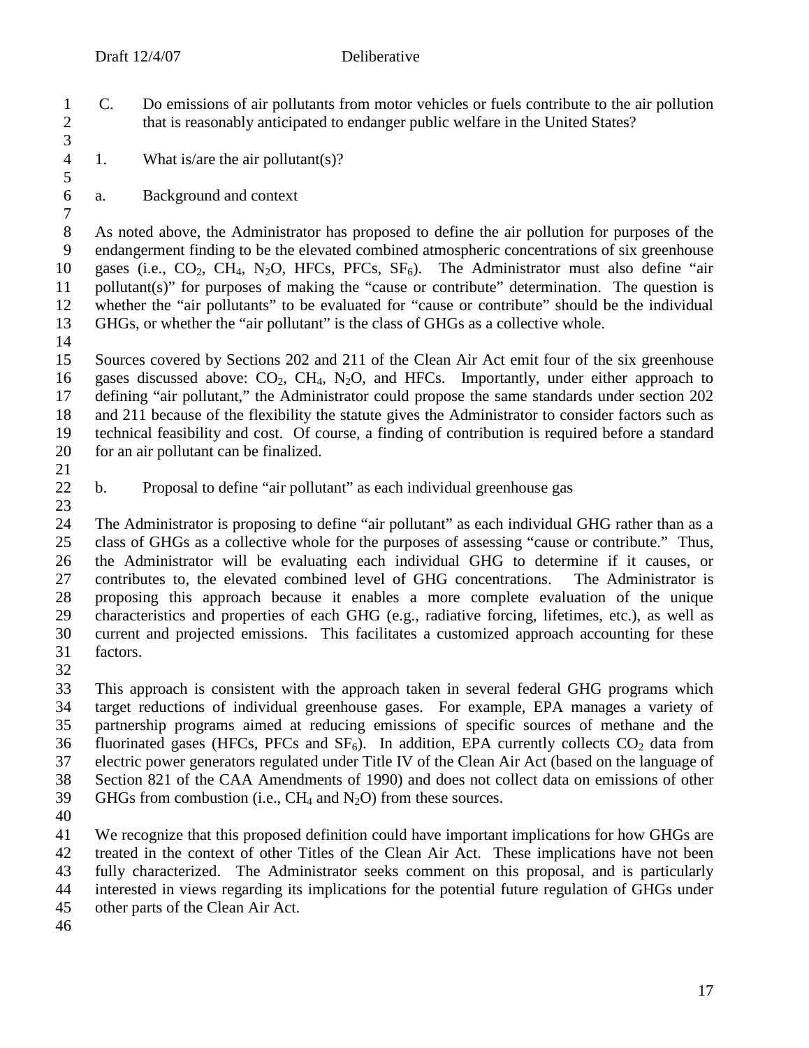## C. Do emissions of air pollutants from motor vehicles or fuels contribute to the air pollution that is reasonably anticipated to endanger public welfare in the United States?

### 1. What is/are the air pollutant(s)?

#### a. Background and context

As noted above, the Administrator has proposed to define the air pollution for purposes of the endangerment finding to be the elevated combined atmospheric concentrations of six greenhouse gases (i.e., $CO_2$, $CH_4$, $N_2O$, HFCs, PFCs, $SF_6$). The Administrator must also define "air pollutant(s)" for purposes of making the "cause or contribute" determination. The question is whether the "air pollutants" to be evaluated for "cause or contribute" should be the individual GHGs, or whether the "air pollutant" is the class of GHGs as a collective whole.

Sources covered by Sections 202 and 211 of the Clean Air Act emit four of the six greenhouse gases discussed above: $CO_2$, $CH_4$, $N_2O$, and HFCs. Importantly, under either approach to defining "air pollutant," the Administrator could propose the same standards under section 202 and 211 because of the flexibility the statute gives the Administrator to consider factors such as technical feasibility and cost. Of course, a finding of contribution is required before a standard for an air pollutant can be finalized.

#### b. Proposal to define "air pollutant" as each individual greenhouse gas

The Administrator is proposing to define "air pollutant" as each individual GHG rather than as a class of GHGs as a collective whole for the purposes of assessing "cause or contribute." Thus, the Administrator will be evaluating each individual GHG to determine if it causes, or contributes to, the elevated combined level of GHG concentrations. The Administrator is proposing this approach because it enables a more complete evaluation of the unique characteristics and properties of each GHG (e.g., radiative forcing, lifetimes, etc.), as well as current and projected emissions. This facilitates a customized approach accounting for these factors.

This approach is consistent with the approach taken in several federal GHG programs which target reductions of individual greenhouse gases. For example, EPA manages a variety of partnership programs aimed at reducing emissions of specific sources of methane and the fluorinated gases (HFCs, PFCs and $SF_6$). In addition, EPA currently collects $CO_2$ data from electric power generators regulated under Title IV of the Clean Air Act (based on the language of Section 821 of the CAA Amendments of 1990) and does not collect data on emissions of other GHGs from combustion (i.e., $CH_4$ and $N_2O$) from these sources.

We recognize that this proposed definition could have important implications for how GHGs are treated in the context of other Titles of the Clean Air Act. These implications have not been fully characterized. The Administrator seeks comment on this proposal, and is particularly interested in views regarding its implications for the potential future regulation of GHGs under other parts of the Clean Air Act.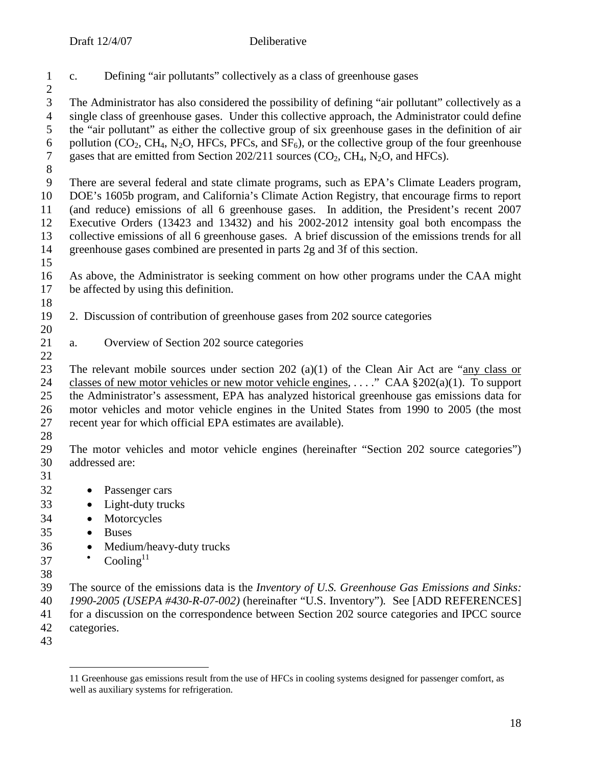c. Defining "air pollutants" collectively as a class of greenhouse gases

The Administrator has also considered the possibility of defining "air pollutant" collectively as a single class of greenhouse gases. Under this collective approach, the Administrator could define the "air pollutant" as either the collective group of six greenhouse gases in the definition of air pollution ($CO_2$, $CH_4$, $N_2O$, HFCs, PFCs, and $SF_6$), or the collective group of the four greenhouse gases that are emitted from Section 202/211 sources ($CO_2$, $CH_4$, $N_2O$, and HFCs).

There are several federal and state climate programs, such as EPA's Climate Leaders program, DOE's 1605b program, and California's Climate Action Registry, that encourage firms to report (and reduce) emissions of all 6 greenhouse gases. In addition, the President's recent 2007 Executive Orders (13423 and 13432) and his 2002-2012 intensity goal both encompass the collective emissions of all 6 greenhouse gases. A brief discussion of the emissions trends for all greenhouse gases combined are presented in parts 2g and 3f of this section.

As above, the Administrator is seeking comment on how other programs under the CAA might be affected by using this definition.

2. Discussion of contribution of greenhouse gases from 202 source categories

a. Overview of Section 202 source categories

The relevant mobile sources under section 202 (a)(1) of the Clean Air Act are "any class or classes of new motor vehicles or new motor vehicle engines, . . . ." CAA §202(a)(1). To support the Administrator's assessment, EPA has analyzed historical greenhouse gas emissions data for motor vehicles and motor vehicle engines in the United States from 1990 to 2005 (the most recent year for which official EPA estimates are available).

The motor vehicles and motor vehicle engines (hereinafter "Section 202 source categories") addressed are:

- Passenger cars
- Light-duty trucks
- Motorcycles
- Buses
- Medium/heavy-duty trucks
- Cooling[11]

The source of the emissions data is the *Inventory of U.S. Greenhouse Gas Emissions and Sinks: 1990-2005 (USEPA #430-R-07-002)* (hereinafter "U.S. Inventory"). See [ADD REFERENCES] for a discussion on the correspondence between Section 202 source categories and IPCC source categories.

---

11 Greenhouse gas emissions result from the use of HFCs in cooling systems designed for passenger comfort, as well as auxiliary systems for refrigeration.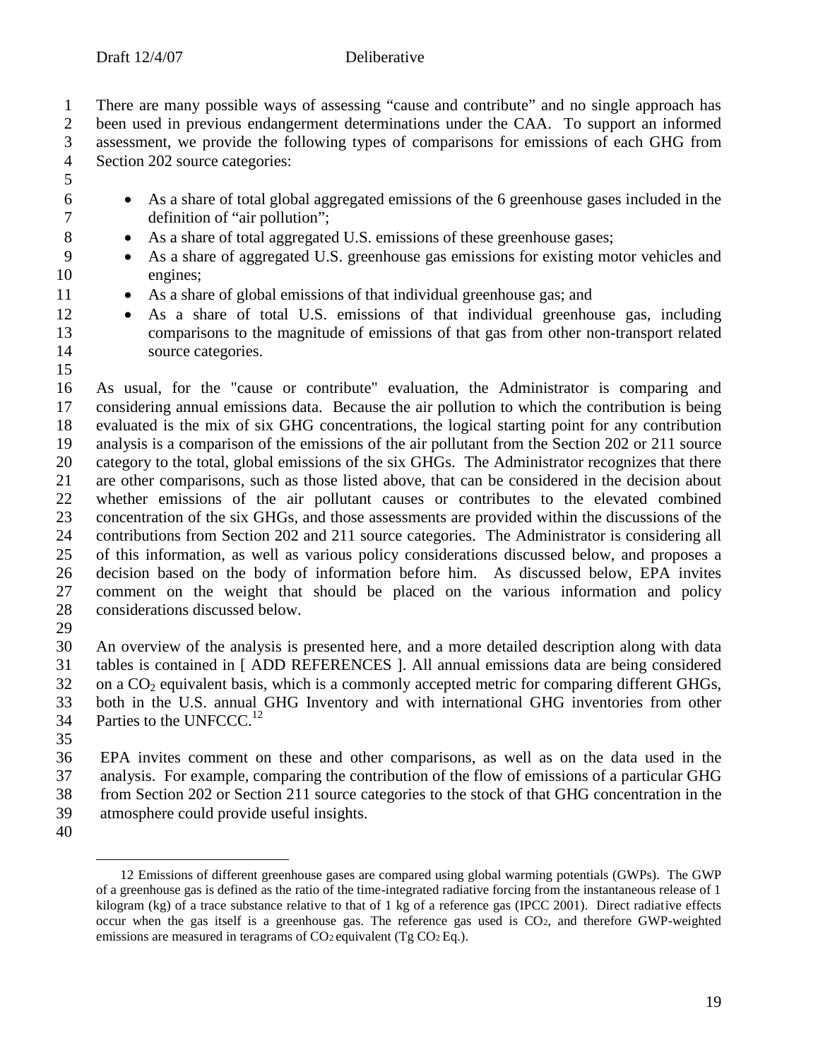There are many possible ways of assessing "cause and contribute" and no single approach has been used in previous endangerment determinations under the CAA. To support an informed assessment, we provide the following types of comparisons for emissions of each GHG from Section 202 source categories:

- As a share of total global aggregated emissions of the 6 greenhouse gases included in the definition of "air pollution";
- As a share of total aggregated U.S. emissions of these greenhouse gases;
- As a share of aggregated U.S. greenhouse gas emissions for existing motor vehicles and engines;
- As a share of global emissions of that individual greenhouse gas; and
- As a share of total U.S. emissions of that individual greenhouse gas, including comparisons to the magnitude of emissions of that gas from other non-transport related source categories.

As usual, for the "cause or contribute" evaluation, the Administrator is comparing and considering annual emissions data. Because the air pollution to which the contribution is being evaluated is the mix of six GHG concentrations, the logical starting point for any contribution analysis is a comparison of the emissions of the air pollutant from the Section 202 or 211 source category to the total, global emissions of the six GHGs. The Administrator recognizes that there are other comparisons, such as those listed above, that can be considered in the decision about whether emissions of the air pollutant causes or contributes to the elevated combined concentration of the six GHGs, and those assessments are provided within the discussions of the contributions from Section 202 and 211 source categories. The Administrator is considering all of this information, as well as various policy considerations discussed below, and proposes a decision based on the body of information before him. As discussed below, EPA invites comment on the weight that should be placed on the various information and policy considerations discussed below.

An overview of the analysis is presented here, and a more detailed description along with data tables is contained in [ ADD REFERENCES ]. All annual emissions data are being considered on a $CO_2$ equivalent basis, which is a commonly accepted metric for comparing different GHGs, both in the U.S. annual GHG Inventory and with international GHG inventories from other Parties to the UNFCCC.[12]

EPA invites comment on these and other comparisons, as well as on the data used in the analysis. For example, comparing the contribution of the flow of emissions of a particular GHG from Section 202 or Section 211 source categories to the stock of that GHG concentration in the atmosphere could provide useful insights.

---

12 Emissions of different greenhouse gases are compared using global warming potentials (GWPs). The GWP of a greenhouse gas is defined as the ratio of the time-integrated radiative forcing from the instantaneous release of 1 kilogram (kg) of a trace substance relative to that of 1 kg of a reference gas (IPCC 2001). Direct radiative effects occur when the gas itself is a greenhouse gas. The reference gas used is $CO_2$, and therefore GWP-weighted emissions are measured in teragrams of $CO_2$ equivalent (Tg $CO_2$ Eq.).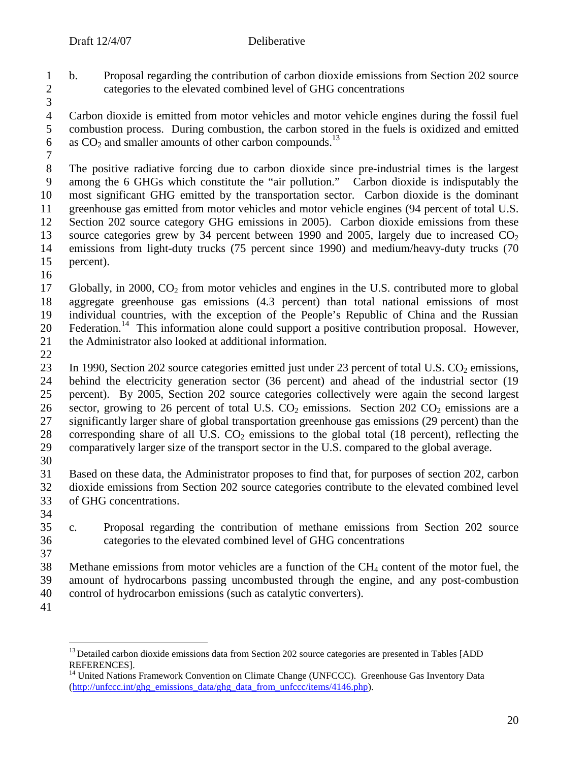b. Proposal regarding the contribution of carbon dioxide emissions from Section 202 source categories to the elevated combined level of GHG concentrations

Carbon dioxide is emitted from motor vehicles and motor vehicle engines during the fossil fuel combustion process. During combustion, the carbon stored in the fuels is oxidized and emitted as $CO_2$ and smaller amounts of other carbon compounds.[13]

The positive radiative forcing due to carbon dioxide since pre-industrial times is the largest among the 6 GHGs which constitute the "air pollution." Carbon dioxide is indisputably the most significant GHG emitted by the transportation sector. Carbon dioxide is the dominant greenhouse gas emitted from motor vehicles and motor vehicle engines (94 percent of total U.S. Section 202 source category GHG emissions in 2005). Carbon dioxide emissions from these source categories grew by 34 percent between 1990 and 2005, largely due to increased $CO_2$ emissions from light-duty trucks (75 percent since 1990) and medium/heavy-duty trucks (70 percent).

Globally, in 2000, $CO_2$ from motor vehicles and engines in the U.S. contributed more to global aggregate greenhouse gas emissions (4.3 percent) than total national emissions of most individual countries, with the exception of the People's Republic of China and the Russian Federation.[14] This information alone could support a positive contribution proposal. However, the Administrator also looked at additional information.

In 1990, Section 202 source categories emitted just under 23 percent of total U.S. $CO_2$ emissions, behind the electricity generation sector (36 percent) and ahead of the industrial sector (19 percent). By 2005, Section 202 source categories collectively were again the second largest sector, growing to 26 percent of total U.S. $CO_2$ emissions. Section 202 $CO_2$ emissions are a significantly larger share of global transportation greenhouse gas emissions (29 percent) than the corresponding share of all U.S. $CO_2$ emissions to the global total (18 percent), reflecting the comparatively larger size of the transport sector in the U.S. compared to the global average.

Based on these data, the Administrator proposes to find that, for purposes of section 202, carbon dioxide emissions from Section 202 source categories contribute to the elevated combined level of GHG concentrations.

c. Proposal regarding the contribution of methane emissions from Section 202 source categories to the elevated combined level of GHG concentrations

Methane emissions from motor vehicles are a function of the $CH_4$ content of the motor fuel, the amount of hydrocarbons passing uncombusted through the engine, and any post-combustion control of hydrocarbon emissions (such as catalytic converters).

---

[13] Detailed carbon dioxide emissions data from Section 202 source categories are presented in Tables [ADD REFERENCES].

[14] United Nations Framework Convention on Climate Change (UNFCCC). Greenhouse Gas Inventory Data (http://unfccc.int/ghg_emissions_data/ghg_data_from_unfccc/items/4146.php).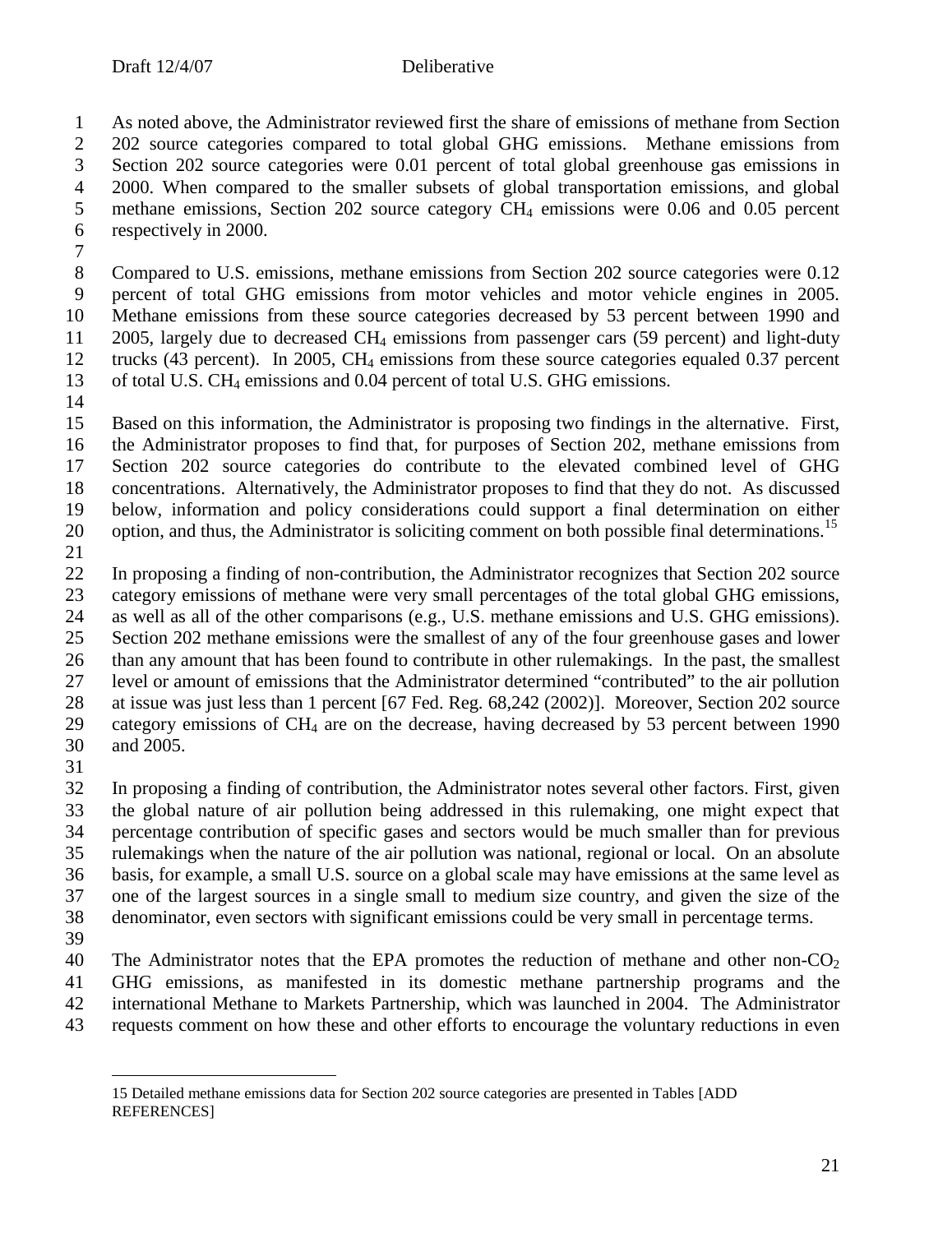As noted above, the Administrator reviewed first the share of emissions of methane from Section 202 source categories compared to total global GHG emissions. Methane emissions from Section 202 source categories were 0.01 percent of total global greenhouse gas emissions in 2000. When compared to the smaller subsets of global transportation emissions, and global methane emissions, Section 202 source category $CH_4$ emissions were 0.06 and 0.05 percent respectively in 2000.

Compared to U.S. emissions, methane emissions from Section 202 source categories were 0.12 percent of total GHG emissions from motor vehicles and motor vehicle engines in 2005. Methane emissions from these source categories decreased by 53 percent between 1990 and 2005, largely due to decreased $CH_4$ emissions from passenger cars (59 percent) and light-duty trucks (43 percent). In 2005, $CH_4$ emissions from these source categories equaled 0.37 percent of total U.S. $CH_4$ emissions and 0.04 percent of total U.S. GHG emissions.

Based on this information, the Administrator is proposing two findings in the alternative. First, the Administrator proposes to find that, for purposes of Section 202, methane emissions from Section 202 source categories do contribute to the elevated combined level of GHG concentrations. Alternatively, the Administrator proposes to find that they do not. As discussed below, information and policy considerations could support a final determination on either option, and thus, the Administrator is soliciting comment on both possible final determinations.[15]

In proposing a finding of non-contribution, the Administrator recognizes that Section 202 source category emissions of methane were very small percentages of the total global GHG emissions, as well as all of the other comparisons (e.g., U.S. methane emissions and U.S. GHG emissions). Section 202 methane emissions were the smallest of any of the four greenhouse gases and lower than any amount that has been found to contribute in other rulemakings. In the past, the smallest level or amount of emissions that the Administrator determined "contributed" to the air pollution at issue was just less than 1 percent [67 Fed. Reg. 68,242 (2002)]. Moreover, Section 202 source category emissions of $CH_4$ are on the decrease, having decreased by 53 percent between 1990 and 2005.

In proposing a finding of contribution, the Administrator notes several other factors. First, given the global nature of air pollution being addressed in this rulemaking, one might expect that percentage contribution of specific gases and sectors would be much smaller than for previous rulemakings when the nature of the air pollution was national, regional or local. On an absolute basis, for example, a small U.S. source on a global scale may have emissions at the same level as one of the largest sources in a single small to medium size country, and given the size of the denominator, even sectors with significant emissions could be very small in percentage terms.

The Administrator notes that the EPA promotes the reduction of methane and other non-$CO_2$ GHG emissions, as manifested in its domestic methane partnership programs and the international Methane to Markets Partnership, which was launched in 2004. The Administrator requests comment on how these and other efforts to encourage the voluntary reductions in even

---

15 Detailed methane emissions data for Section 202 source categories are presented in Tables [ADD REFERENCES]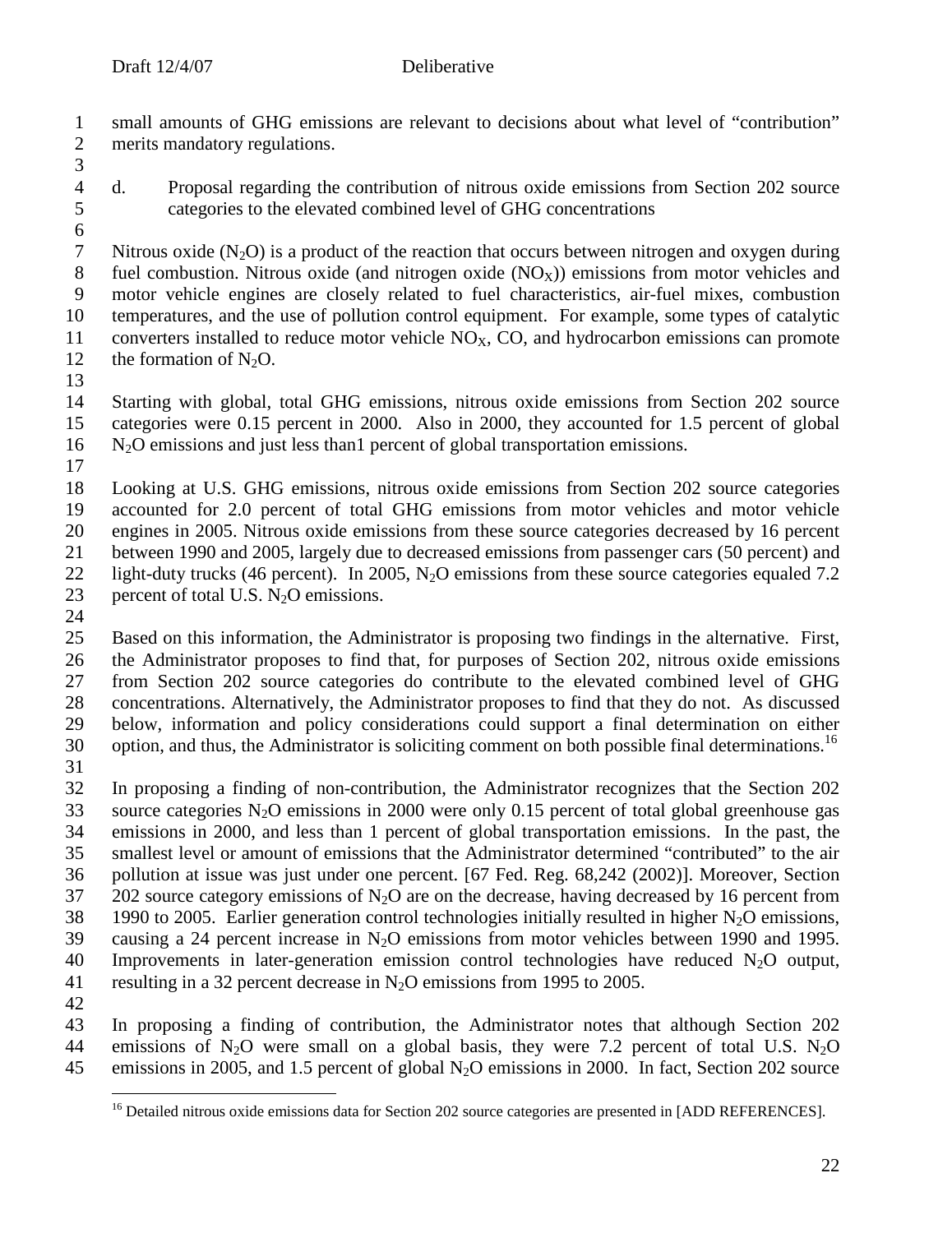small amounts of GHG emissions are relevant to decisions about what level of "contribution" merits mandatory regulations.

d. Proposal regarding the contribution of nitrous oxide emissions from Section 202 source categories to the elevated combined level of GHG concentrations

Nitrous oxide ($N_2O$) is a product of the reaction that occurs between nitrogen and oxygen during fuel combustion. Nitrous oxide (and nitrogen oxide ($NO_X$)) emissions from motor vehicles and motor vehicle engines are closely related to fuel characteristics, air-fuel mixes, combustion temperatures, and the use of pollution control equipment. For example, some types of catalytic converters installed to reduce motor vehicle $NO_X$, CO, and hydrocarbon emissions can promote the formation of $N_2O$.

Starting with global, total GHG emissions, nitrous oxide emissions from Section 202 source categories were 0.15 percent in 2000. Also in 2000, they accounted for 1.5 percent of global $N_2O$ emissions and just less than1 percent of global transportation emissions.

Looking at U.S. GHG emissions, nitrous oxide emissions from Section 202 source categories accounted for 2.0 percent of total GHG emissions from motor vehicles and motor vehicle engines in 2005. Nitrous oxide emissions from these source categories decreased by 16 percent between 1990 and 2005, largely due to decreased emissions from passenger cars (50 percent) and light-duty trucks (46 percent). In 2005, $N_2O$ emissions from these source categories equaled 7.2 percent of total U.S. $N_2O$ emissions.

Based on this information, the Administrator is proposing two findings in the alternative. First, the Administrator proposes to find that, for purposes of Section 202, nitrous oxide emissions from Section 202 source categories do contribute to the elevated combined level of GHG concentrations. Alternatively, the Administrator proposes to find that they do not. As discussed below, information and policy considerations could support a final determination on either option, and thus, the Administrator is soliciting comment on both possible final determinations.[16]

In proposing a finding of non-contribution, the Administrator recognizes that the Section 202 source categories $N_2O$ emissions in 2000 were only 0.15 percent of total global greenhouse gas emissions in 2000, and less than 1 percent of global transportation emissions. In the past, the smallest level or amount of emissions that the Administrator determined "contributed" to the air pollution at issue was just under one percent. [67 Fed. Reg. 68,242 (2002)]. Moreover, Section 202 source category emissions of $N_2O$ are on the decrease, having decreased by 16 percent from 1990 to 2005. Earlier generation control technologies initially resulted in higher $N_2O$ emissions, causing a 24 percent increase in $N_2O$ emissions from motor vehicles between 1990 and 1995. Improvements in later-generation emission control technologies have reduced $N_2O$ output, resulting in a 32 percent decrease in $N_2O$ emissions from 1995 to 2005.

In proposing a finding of contribution, the Administrator notes that although Section 202 emissions of $N_2O$ were small on a global basis, they were 7.2 percent of total U.S. $N_2O$ emissions in 2005, and 1.5 percent of global $N_2O$ emissions in 2000. In fact, Section 202 source

[16] Detailed nitrous oxide emissions data for Section 202 source categories are presented in [ADD REFERENCES].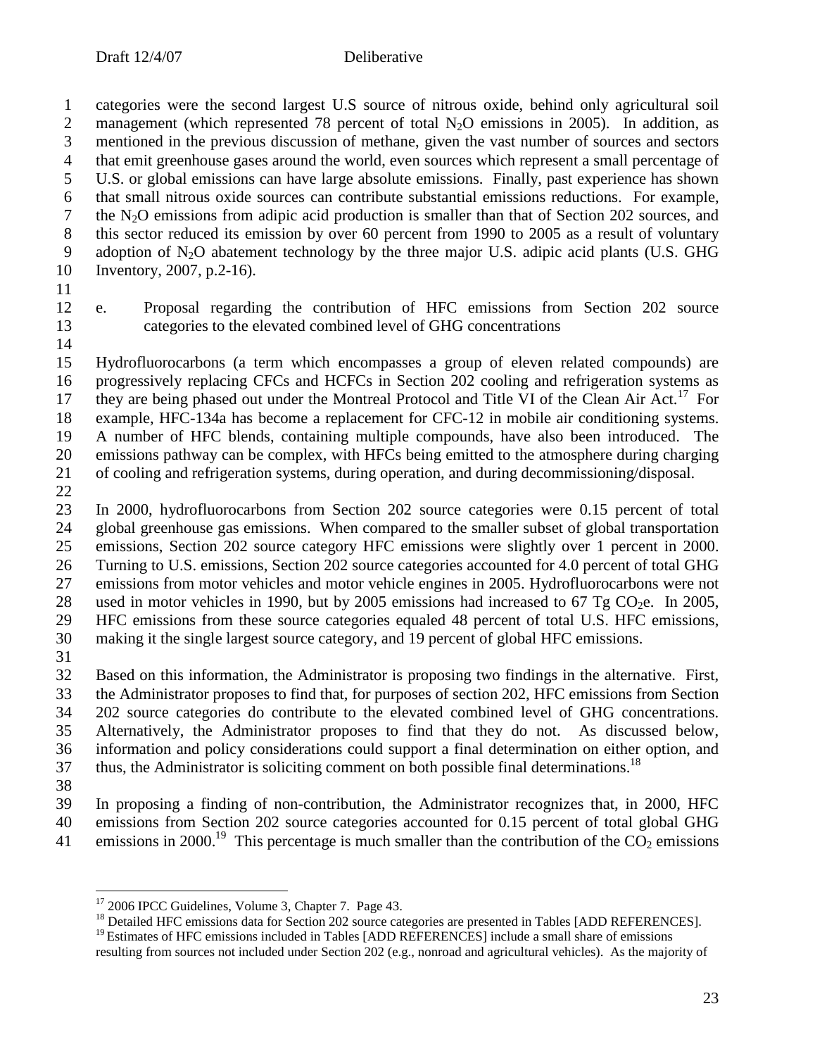categories were the second largest U.S source of nitrous oxide, behind only agricultural soil management (which represented 78 percent of total $N_2O$ emissions in 2005). In addition, as mentioned in the previous discussion of methane, given the vast number of sources and sectors that emit greenhouse gases around the world, even sources which represent a small percentage of U.S. or global emissions can have large absolute emissions. Finally, past experience has shown that small nitrous oxide sources can contribute substantial emissions reductions. For example, the $N_2O$ emissions from adipic acid production is smaller than that of Section 202 sources, and this sector reduced its emission by over 60 percent from 1990 to 2005 as a result of voluntary adoption of $N_2O$ abatement technology by the three major U.S. adipic acid plants (U.S. GHG Inventory, 2007, p.2-16).

e. Proposal regarding the contribution of HFC emissions from Section 202 source categories to the elevated combined level of GHG concentrations

Hydrofluorocarbons (a term which encompasses a group of eleven related compounds) are progressively replacing CFCs and HCFCs in Section 202 cooling and refrigeration systems as they are being phased out under the Montreal Protocol and Title VI of the Clean Air Act.[17] For example, HFC-134a has become a replacement for CFC-12 in mobile air conditioning systems. A number of HFC blends, containing multiple compounds, have also been introduced. The emissions pathway can be complex, with HFCs being emitted to the atmosphere during charging of cooling and refrigeration systems, during operation, and during decommissioning/disposal.

In 2000, hydrofluorocarbons from Section 202 source categories were 0.15 percent of total global greenhouse gas emissions. When compared to the smaller subset of global transportation emissions, Section 202 source category HFC emissions were slightly over 1 percent in 2000. Turning to U.S. emissions, Section 202 source categories accounted for 4.0 percent of total GHG emissions from motor vehicles and motor vehicle engines in 2005. Hydrofluorocarbons were not used in motor vehicles in 1990, but by 2005 emissions had increased to 67 Tg $CO_2e$. In 2005, HFC emissions from these source categories equaled 48 percent of total U.S. HFC emissions, making it the single largest source category, and 19 percent of global HFC emissions.

Based on this information, the Administrator is proposing two findings in the alternative. First, the Administrator proposes to find that, for purposes of section 202, HFC emissions from Section 202 source categories do contribute to the elevated combined level of GHG concentrations. Alternatively, the Administrator proposes to find that they do not. As discussed below, information and policy considerations could support a final determination on either option, and thus, the Administrator is soliciting comment on both possible final determinations.[18]

In proposing a finding of non-contribution, the Administrator recognizes that, in 2000, HFC emissions from Section 202 source categories accounted for 0.15 percent of total global GHG emissions in 2000.[19] This percentage is much smaller than the contribution of the $CO_2$ emissions

[17] 2006 IPCC Guidelines, Volume 3, Chapter 7. Page 43.

[18] Detailed HFC emissions data for Section 202 source categories are presented in Tables [ADD REFERENCES].

[19] Estimates of HFC emissions included in Tables [ADD REFERENCES] include a small share of emissions resulting from sources not included under Section 202 (e.g., nonroad and agricultural vehicles). As the majority of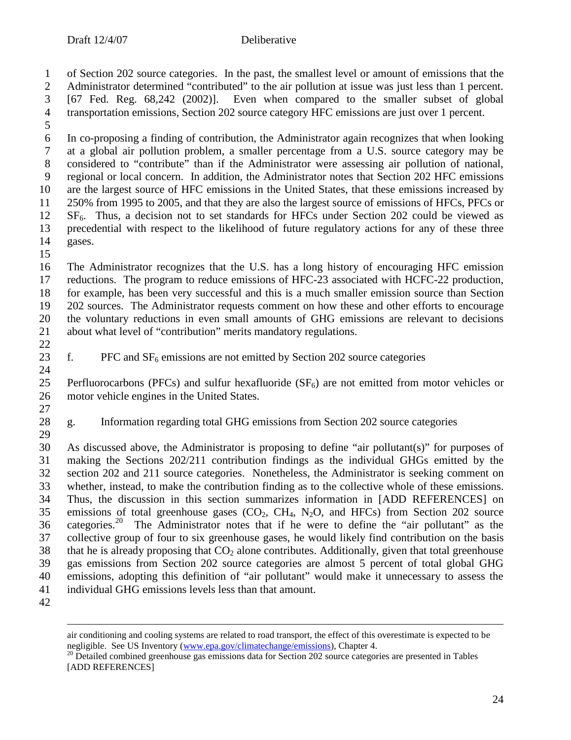of Section 202 source categories. In the past, the smallest level or amount of emissions that the Administrator determined "contributed" to the air pollution at issue was just less than 1 percent. [67 Fed. Reg. 68,242 (2002)]. Even when compared to the smaller subset of global transportation emissions, Section 202 source category HFC emissions are just over 1 percent.

In co-proposing a finding of contribution, the Administrator again recognizes that when looking at a global air pollution problem, a smaller percentage from a U.S. source category may be considered to "contribute" than if the Administrator were assessing air pollution of national, regional or local concern. In addition, the Administrator notes that Section 202 HFC emissions are the largest source of HFC emissions in the United States, that these emissions increased by 250% from 1995 to 2005, and that they are also the largest source of emissions of HFCs, PFCs or $SF_6$. Thus, a decision not to set standards for HFCs under Section 202 could be viewed as precedential with respect to the likelihood of future regulatory actions for any of these three gases.

The Administrator recognizes that the U.S. has a long history of encouraging HFC emission reductions. The program to reduce emissions of HFC-23 associated with HCFC-22 production, for example, has been very successful and this is a much smaller emission source than Section 202 sources. The Administrator requests comment on how these and other efforts to encourage the voluntary reductions in even small amounts of GHG emissions are relevant to decisions about what level of "contribution" merits mandatory regulations.

f. PFC and $SF_6$ emissions are not emitted by Section 202 source categories

Perfluorocarbons (PFCs) and sulfur hexafluoride ($SF_6$) are not emitted from motor vehicles or motor vehicle engines in the United States.

g. Information regarding total GHG emissions from Section 202 source categories

As discussed above, the Administrator is proposing to define "air pollutant(s)" for purposes of making the Sections 202/211 contribution findings as the individual GHGs emitted by the section 202 and 211 source categories. Nonetheless, the Administrator is seeking comment on whether, instead, to make the contribution finding as to the collective whole of these emissions. Thus, the discussion in this section summarizes information in [ADD REFERENCES] on emissions of total greenhouse gases ($CO_2$, $CH_4$, $N_2O$, and HFCs) from Section 202 source categories.[20] The Administrator notes that if he were to define the "air pollutant" as the collective group of four to six greenhouse gases, he would likely find contribution on the basis that he is already proposing that $CO_2$ alone contributes. Additionally, given that total greenhouse gas emissions from Section 202 source categories are almost 5 percent of total global GHG emissions, adopting this definition of "air pollutant" would make it unnecessary to assess the individual GHG emissions levels less than that amount.

---

air conditioning and cooling systems are related to road transport, the effect of this overestimate is expected to be negligible. See US Inventory (www.epa.gov/climatechange/emissions), Chapter 4.

[20] Detailed combined greenhouse gas emissions data for Section 202 source categories are presented in Tables [ADD REFERENCES]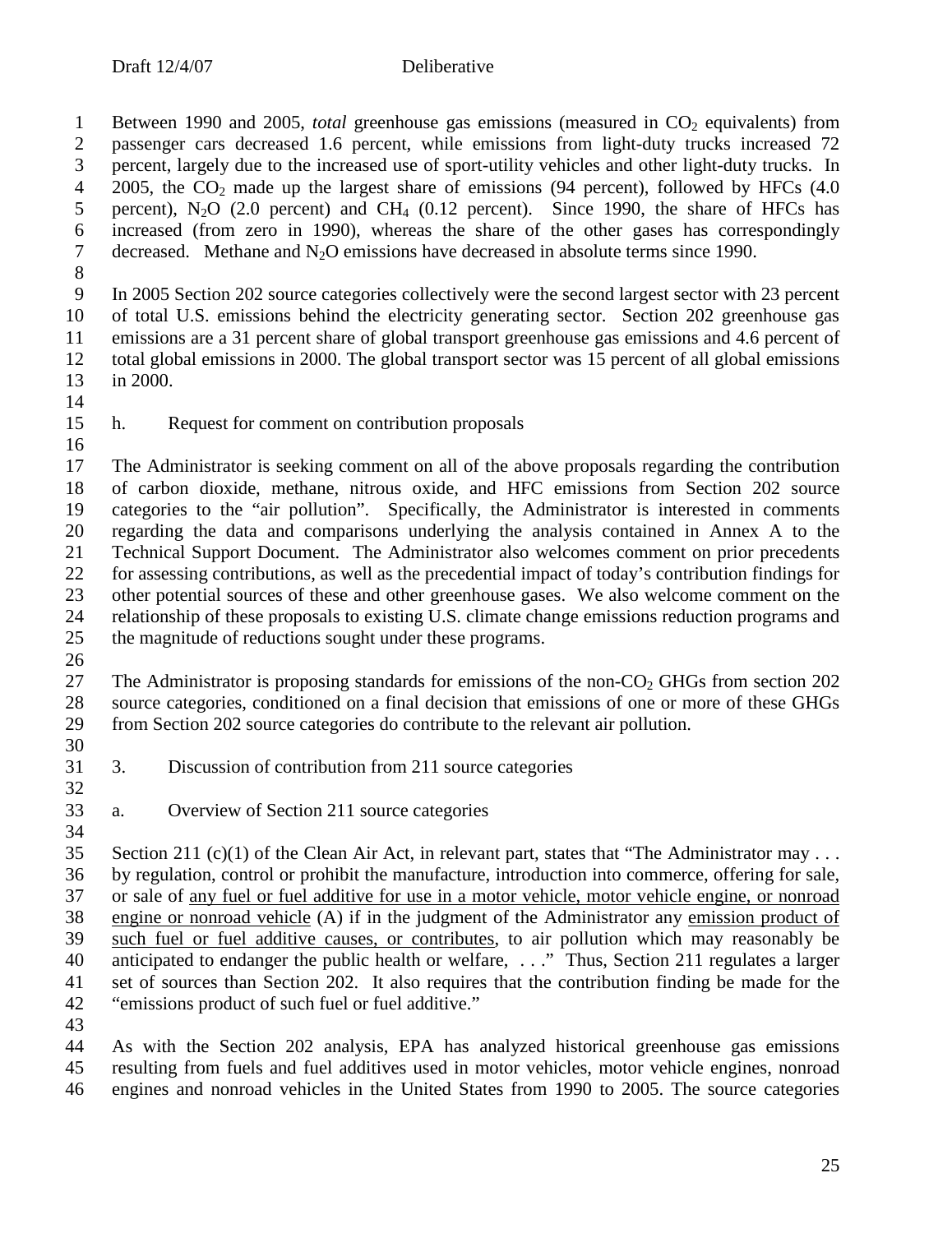Between 1990 and 2005, *total* greenhouse gas emissions (measured in $CO_2$ equivalents) from passenger cars decreased 1.6 percent, while emissions from light-duty trucks increased 72 percent, largely due to the increased use of sport-utility vehicles and other light-duty trucks. In 2005, the $CO_2$ made up the largest share of emissions (94 percent), followed by HFCs (4.0 percent), $N_2O$ (2.0 percent) and $CH_4$ (0.12 percent). Since 1990, the share of HFCs has increased (from zero in 1990), whereas the share of the other gases has correspondingly decreased. Methane and $N_2O$ emissions have decreased in absolute terms since 1990.

In 2005 Section 202 source categories collectively were the second largest sector with 23 percent of total U.S. emissions behind the electricity generating sector. Section 202 greenhouse gas emissions are a 31 percent share of global transport greenhouse gas emissions and 4.6 percent of total global emissions in 2000. The global transport sector was 15 percent of all global emissions in 2000.

h. Request for comment on contribution proposals

The Administrator is seeking comment on all of the above proposals regarding the contribution of carbon dioxide, methane, nitrous oxide, and HFC emissions from Section 202 source categories to the "air pollution". Specifically, the Administrator is interested in comments regarding the data and comparisons underlying the analysis contained in Annex A to the Technical Support Document. The Administrator also welcomes comment on prior precedents for assessing contributions, as well as the precedential impact of today's contribution findings for other potential sources of these and other greenhouse gases. We also welcome comment on the relationship of these proposals to existing U.S. climate change emissions reduction programs and the magnitude of reductions sought under these programs.

The Administrator is proposing standards for emissions of the non-$CO_2$ GHGs from section 202 source categories, conditioned on a final decision that emissions of one or more of these GHGs from Section 202 source categories do contribute to the relevant air pollution.

3. Discussion of contribution from 211 source categories

a. Overview of Section 211 source categories

Section 211 (c)(1) of the Clean Air Act, in relevant part, states that "The Administrator may . . . by regulation, control or prohibit the manufacture, introduction into commerce, offering for sale, or sale of <u>any fuel or fuel additive for use in a motor vehicle, motor vehicle engine, or nonroad engine or nonroad vehicle</u> (A) if in the judgment of the Administrator any <u>emission product of such fuel or fuel additive causes, or contributes</u>, to air pollution which may reasonably be anticipated to endanger the public health or welfare, . . ." Thus, Section 211 regulates a larger set of sources than Section 202. It also requires that the contribution finding be made for the "emissions product of such fuel or fuel additive."

As with the Section 202 analysis, EPA has analyzed historical greenhouse gas emissions resulting from fuels and fuel additives used in motor vehicles, motor vehicle engines, nonroad engines and nonroad vehicles in the United States from 1990 to 2005. The source categories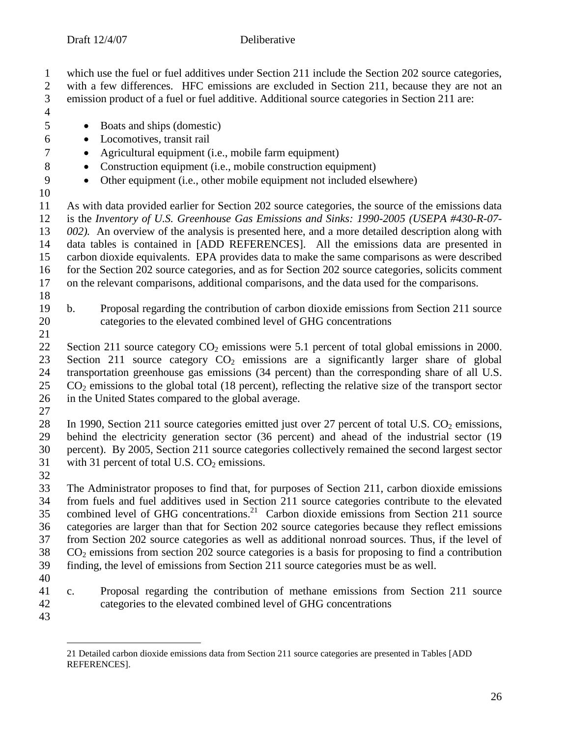which use the fuel or fuel additives under Section 211 include the Section 202 source categories, with a few differences. HFC emissions are excluded in Section 211, because they are not an emission product of a fuel or fuel additive. Additional source categories in Section 211 are:

- Boats and ships (domestic)
- Locomotives, transit rail
- Agricultural equipment (i.e., mobile farm equipment)
- Construction equipment (i.e., mobile construction equipment)
- Other equipment (i.e., other mobile equipment not included elsewhere)

As with data provided earlier for Section 202 source categories, the source of the emissions data is the *Inventory of U.S. Greenhouse Gas Emissions and Sinks: 1990-2005 (USEPA #430-R-07-002).* An overview of the analysis is presented here, and a more detailed description along with data tables is contained in [ADD REFERENCES]. All the emissions data are presented in carbon dioxide equivalents. EPA provides data to make the same comparisons as were described for the Section 202 source categories, and as for Section 202 source categories, solicits comment on the relevant comparisons, additional comparisons, and the data used for the comparisons.

b. Proposal regarding the contribution of carbon dioxide emissions from Section 211 source categories to the elevated combined level of GHG concentrations

Section 211 source category $CO_2$ emissions were 5.1 percent of total global emissions in 2000. Section 211 source category $CO_2$ emissions are a significantly larger share of global transportation greenhouse gas emissions (34 percent) than the corresponding share of all U.S. $CO_2$ emissions to the global total (18 percent), reflecting the relative size of the transport sector in the United States compared to the global average.

In 1990, Section 211 source categories emitted just over 27 percent of total U.S. $CO_2$ emissions, behind the electricity generation sector (36 percent) and ahead of the industrial sector (19 percent). By 2005, Section 211 source categories collectively remained the second largest sector with 31 percent of total U.S. $CO_2$ emissions.

The Administrator proposes to find that, for purposes of Section 211, carbon dioxide emissions from fuels and fuel additives used in Section 211 source categories contribute to the elevated combined level of GHG concentrations.[21] Carbon dioxide emissions from Section 211 source categories are larger than that for Section 202 source categories because they reflect emissions from Section 202 source categories as well as additional nonroad sources. Thus, if the level of $CO_2$ emissions from section 202 source categories is a basis for proposing to find a contribution finding, the level of emissions from Section 211 source categories must be as well.

c. Proposal regarding the contribution of methane emissions from Section 211 source categories to the elevated combined level of GHG concentrations

21 Detailed carbon dioxide emissions data from Section 211 source categories are presented in Tables [ADD REFERENCES].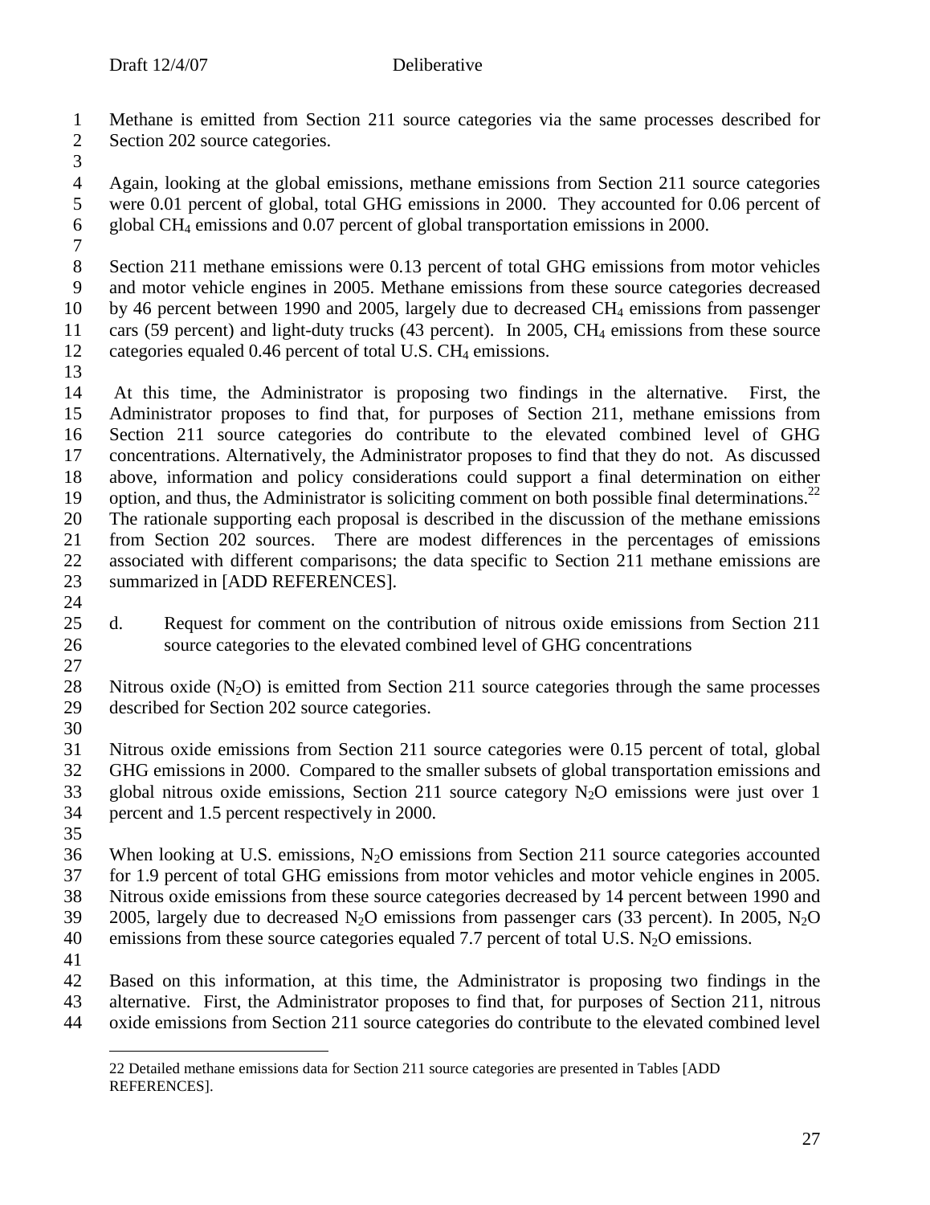Methane is emitted from Section 211 source categories via the same processes described for Section 202 source categories.

Again, looking at the global emissions, methane emissions from Section 211 source categories were 0.01 percent of global, total GHG emissions in 2000. They accounted for 0.06 percent of global $CH_4$ emissions and 0.07 percent of global transportation emissions in 2000.

Section 211 methane emissions were 0.13 percent of total GHG emissions from motor vehicles and motor vehicle engines in 2005. Methane emissions from these source categories decreased by 46 percent between 1990 and 2005, largely due to decreased $CH_4$ emissions from passenger cars (59 percent) and light-duty trucks (43 percent). In 2005, $CH_4$ emissions from these source categories equaled 0.46 percent of total U.S. $CH_4$ emissions.

At this time, the Administrator is proposing two findings in the alternative. First, the Administrator proposes to find that, for purposes of Section 211, methane emissions from Section 211 source categories do contribute to the elevated combined level of GHG concentrations. Alternatively, the Administrator proposes to find that they do not. As discussed above, information and policy considerations could support a final determination on either option, and thus, the Administrator is soliciting comment on both possible final determinations.[22] The rationale supporting each proposal is described in the discussion of the methane emissions from Section 202 sources. There are modest differences in the percentages of emissions associated with different comparisons; the data specific to Section 211 methane emissions are summarized in [ADD REFERENCES].

d. Request for comment on the contribution of nitrous oxide emissions from Section 211 source categories to the elevated combined level of GHG concentrations

Nitrous oxide ($N_2O$) is emitted from Section 211 source categories through the same processes described for Section 202 source categories.

Nitrous oxide emissions from Section 211 source categories were 0.15 percent of total, global GHG emissions in 2000. Compared to the smaller subsets of global transportation emissions and global nitrous oxide emissions, Section 211 source category $N_2O$ emissions were just over 1 percent and 1.5 percent respectively in 2000.

When looking at U.S. emissions, $N_2O$ emissions from Section 211 source categories accounted for 1.9 percent of total GHG emissions from motor vehicles and motor vehicle engines in 2005. Nitrous oxide emissions from these source categories decreased by 14 percent between 1990 and 2005, largely due to decreased $N_2O$ emissions from passenger cars (33 percent). In 2005, $N_2O$ emissions from these source categories equaled 7.7 percent of total U.S. $N_2O$ emissions.

Based on this information, at this time, the Administrator is proposing two findings in the alternative. First, the Administrator proposes to find that, for purposes of Section 211, nitrous oxide emissions from Section 211 source categories do contribute to the elevated combined level

---

22 Detailed methane emissions data for Section 211 source categories are presented in Tables [ADD REFERENCES].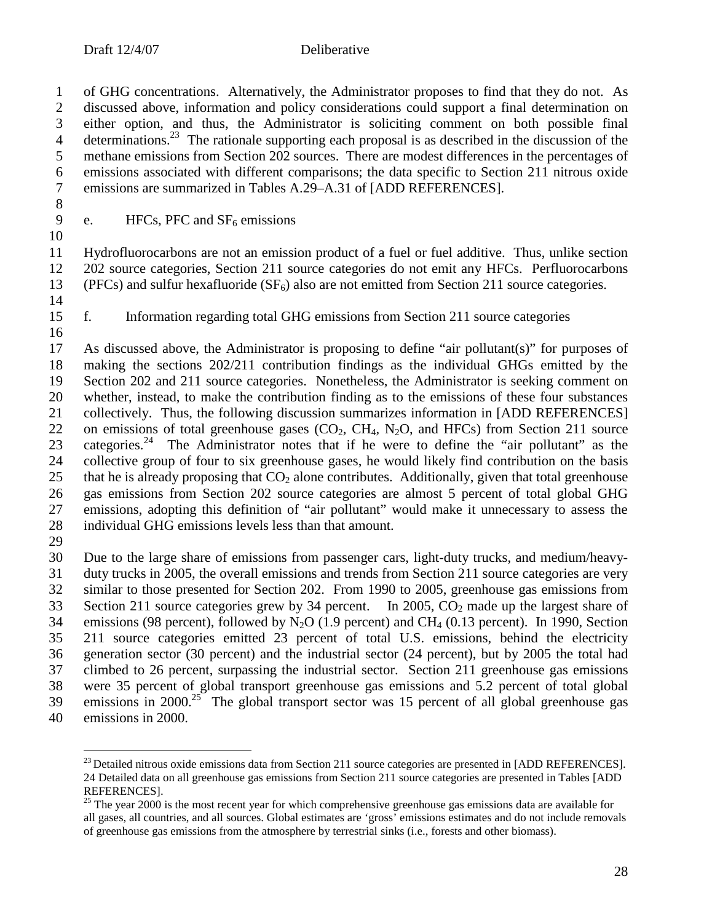of GHG concentrations. Alternatively, the Administrator proposes to find that they do not. As discussed above, information and policy considerations could support a final determination on either option, and thus, the Administrator is soliciting comment on both possible final determinations.[23] The rationale supporting each proposal is as described in the discussion of the methane emissions from Section 202 sources. There are modest differences in the percentages of emissions associated with different comparisons; the data specific to Section 211 nitrous oxide emissions are summarized in Tables A.29–A.31 of [ADD REFERENCES].

e. HFCs, PFC and $SF_6$ emissions

Hydrofluorocarbons are not an emission product of a fuel or fuel additive. Thus, unlike section 202 source categories, Section 211 source categories do not emit any HFCs. Perfluorocarbons (PFCs) and sulfur hexafluoride ($SF_6$) also are not emitted from Section 211 source categories.

f. Information regarding total GHG emissions from Section 211 source categories

As discussed above, the Administrator is proposing to define "air pollutant(s)" for purposes of making the sections 202/211 contribution findings as the individual GHGs emitted by the Section 202 and 211 source categories. Nonetheless, the Administrator is seeking comment on whether, instead, to make the contribution finding as to the emissions of these four substances collectively. Thus, the following discussion summarizes information in [ADD REFERENCES] on emissions of total greenhouse gases ($CO_2$, $CH_4$, $N_2O$, and HFCs) from Section 211 source categories.[24] The Administrator notes that if he were to define the "air pollutant" as the collective group of four to six greenhouse gases, he would likely find contribution on the basis that he is already proposing that $CO_2$ alone contributes. Additionally, given that total greenhouse gas emissions from Section 202 source categories are almost 5 percent of total global GHG emissions, adopting this definition of "air pollutant" would make it unnecessary to assess the individual GHG emissions levels less than that amount.

Due to the large share of emissions from passenger cars, light-duty trucks, and medium/heavy-duty trucks in 2005, the overall emissions and trends from Section 211 source categories are very similar to those presented for Section 202. From 1990 to 2005, greenhouse gas emissions from Section 211 source categories grew by 34 percent. In 2005, $CO_2$ made up the largest share of emissions (98 percent), followed by $N_2O$ (1.9 percent) and $CH_4$ (0.13 percent). In 1990, Section 211 source categories emitted 23 percent of total U.S. emissions, behind the electricity generation sector (30 percent) and the industrial sector (24 percent), but by 2005 the total had climbed to 26 percent, surpassing the industrial sector. Section 211 greenhouse gas emissions were 35 percent of global transport greenhouse gas emissions and 5.2 percent of total global emissions in 2000.[25] The global transport sector was 15 percent of all global greenhouse gas emissions in 2000.

---

[23] Detailed nitrous oxide emissions data from Section 211 source categories are presented in [ADD REFERENCES].

24 Detailed data on all greenhouse gas emissions from Section 211 source categories are presented in Tables [ADD REFERENCES].

[25] The year 2000 is the most recent year for which comprehensive greenhouse gas emissions data are available for all gases, all countries, and all sources. Global estimates are 'gross' emissions estimates and do not include removals of greenhouse gas emissions from the atmosphere by terrestrial sinks (i.e., forests and other biomass).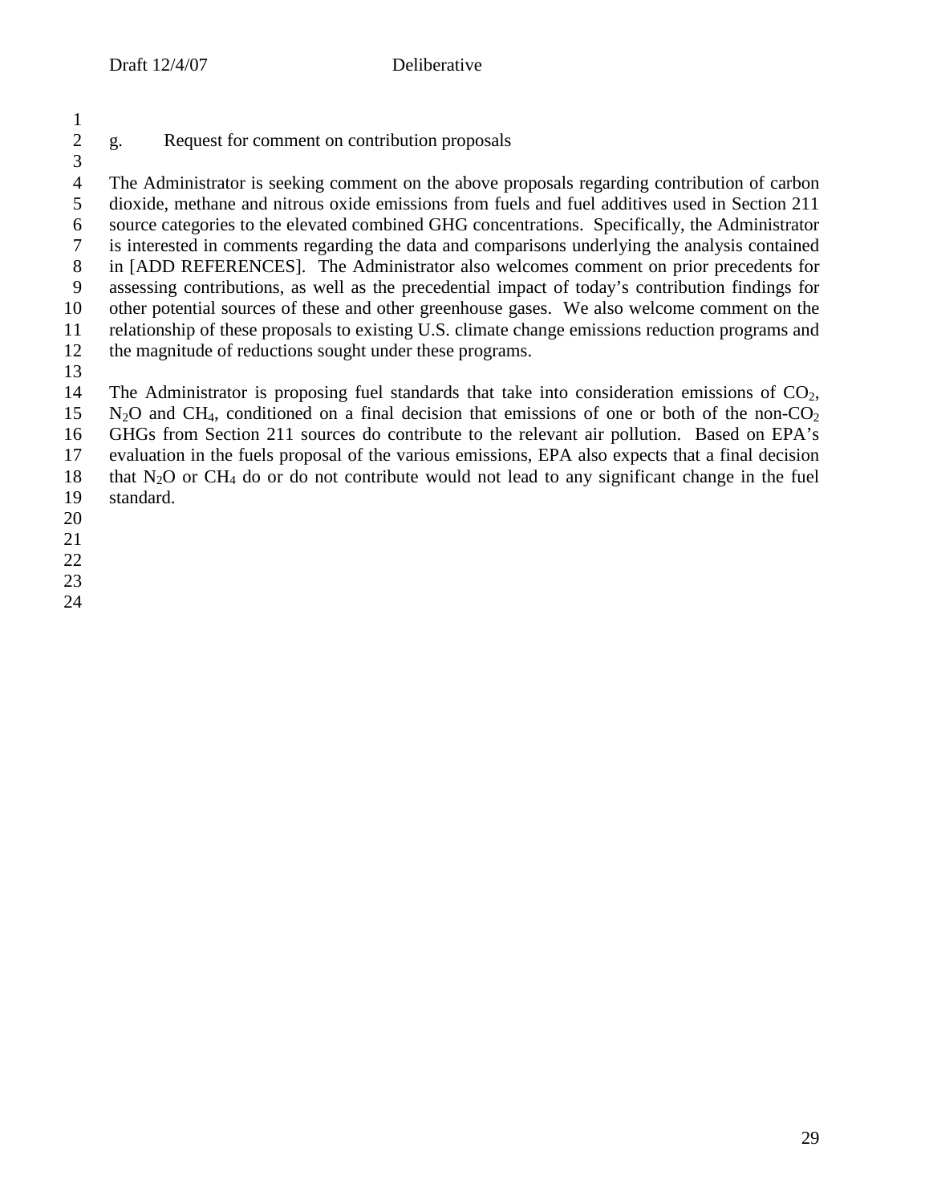g. Request for comment on contribution proposals

The Administrator is seeking comment on the above proposals regarding contribution of carbon dioxide, methane and nitrous oxide emissions from fuels and fuel additives used in Section 211 source categories to the elevated combined GHG concentrations. Specifically, the Administrator is interested in comments regarding the data and comparisons underlying the analysis contained in [ADD REFERENCES]. The Administrator also welcomes comment on prior precedents for assessing contributions, as well as the precedential impact of today's contribution findings for other potential sources of these and other greenhouse gases. We also welcome comment on the relationship of these proposals to existing U.S. climate change emissions reduction programs and the magnitude of reductions sought under these programs.

The Administrator is proposing fuel standards that take into consideration emissions of $CO_2$, $N_2O$ and $CH_4$, conditioned on a final decision that emissions of one or both of the non-$CO_2$ GHGs from Section 211 sources do contribute to the relevant air pollution. Based on EPA's evaluation in the fuels proposal of the various emissions, EPA also expects that a final decision that $N_2O$ or $CH_4$ do or do not contribute would not lead to any significant change in the fuel standard.